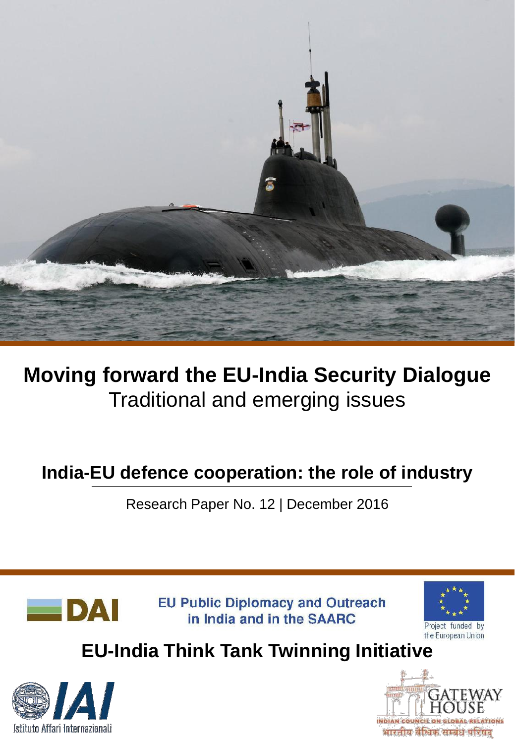# Moving forward the EU-India Security Dialogue

Traditional and emerging issues

## India-EU defence cooperation: the role of industry

Research Paper No. 12 | December 2016

DAI

EU Public Diplomacy and Outreach in India and in the SAARC

Project funded by the European Union

**EU-India Think Tank Twinning Initiative**

IAI Istituto Affari Internazionali

GATEWAY HOUSE
INDIAN COUNCIL ON GLOBAL RELATIONS
भारतीय वैश्विक सम्बंध परिषद्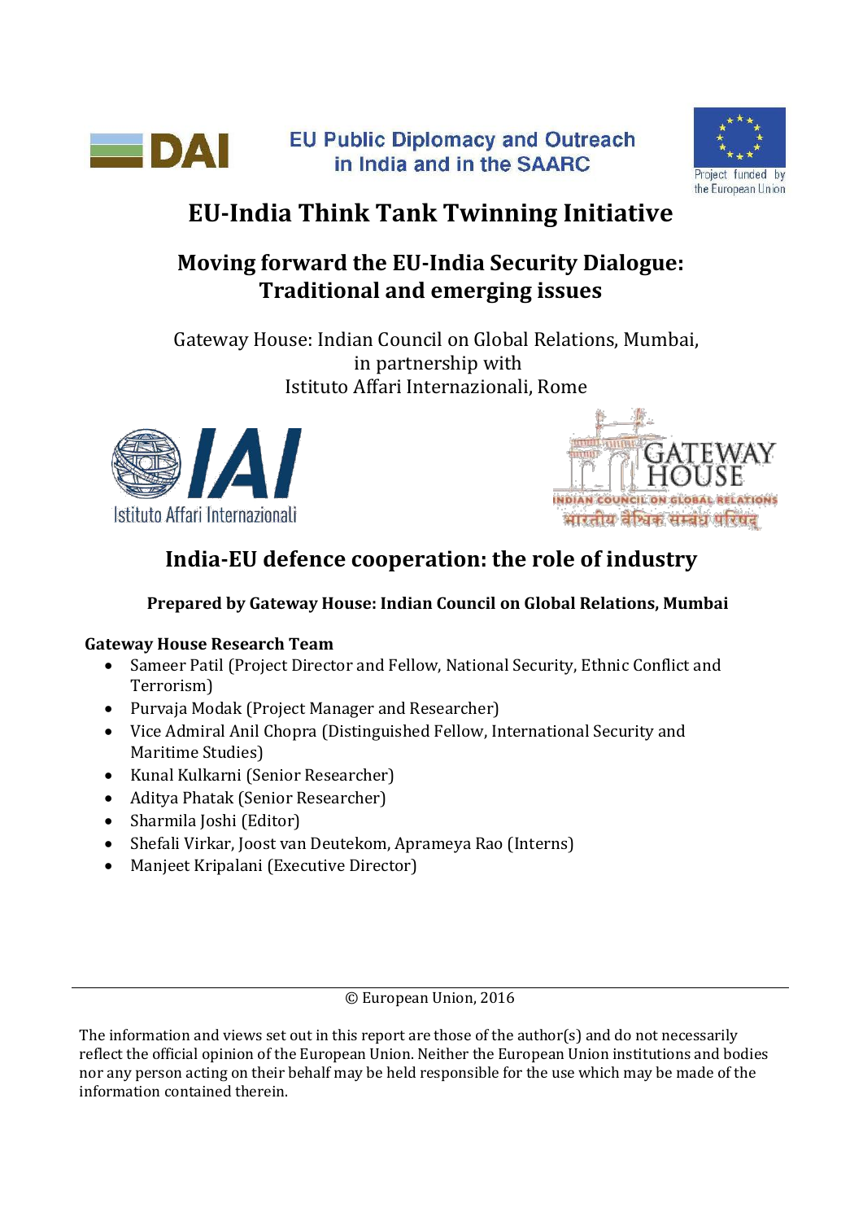EU Public Diplomacy and Outreach in India and in the SAARC

Project funded by the European Union

# EU-India Think Tank Twinning Initiative

## Moving forward the EU-India Security Dialogue: Traditional and emerging issues

Gateway House: Indian Council on Global Relations, Mumbai,
in partnership with
Istituto Affari Internazionali, Rome

## India-EU defence cooperation: the role of industry

**Prepared by Gateway House: Indian Council on Global Relations, Mumbai**

**Gateway House Research Team**

- Sameer Patil (Project Director and Fellow, National Security, Ethnic Conflict and Terrorism)
- Purvaja Modak (Project Manager and Researcher)
- Vice Admiral Anil Chopra (Distinguished Fellow, International Security and Maritime Studies)
- Kunal Kulkarni (Senior Researcher)
- Aditya Phatak (Senior Researcher)
- Sharmila Joshi (Editor)
- Shefali Virkar, Joost van Deutekom, Aprameya Rao (Interns)
- Manjeet Kripalani (Executive Director)

© European Union, 2016

The information and views set out in this report are those of the author(s) and do not necessarily reflect the official opinion of the European Union. Neither the European Union institutions and bodies nor any person acting on their behalf may be held responsible for the use which may be made of the information contained therein.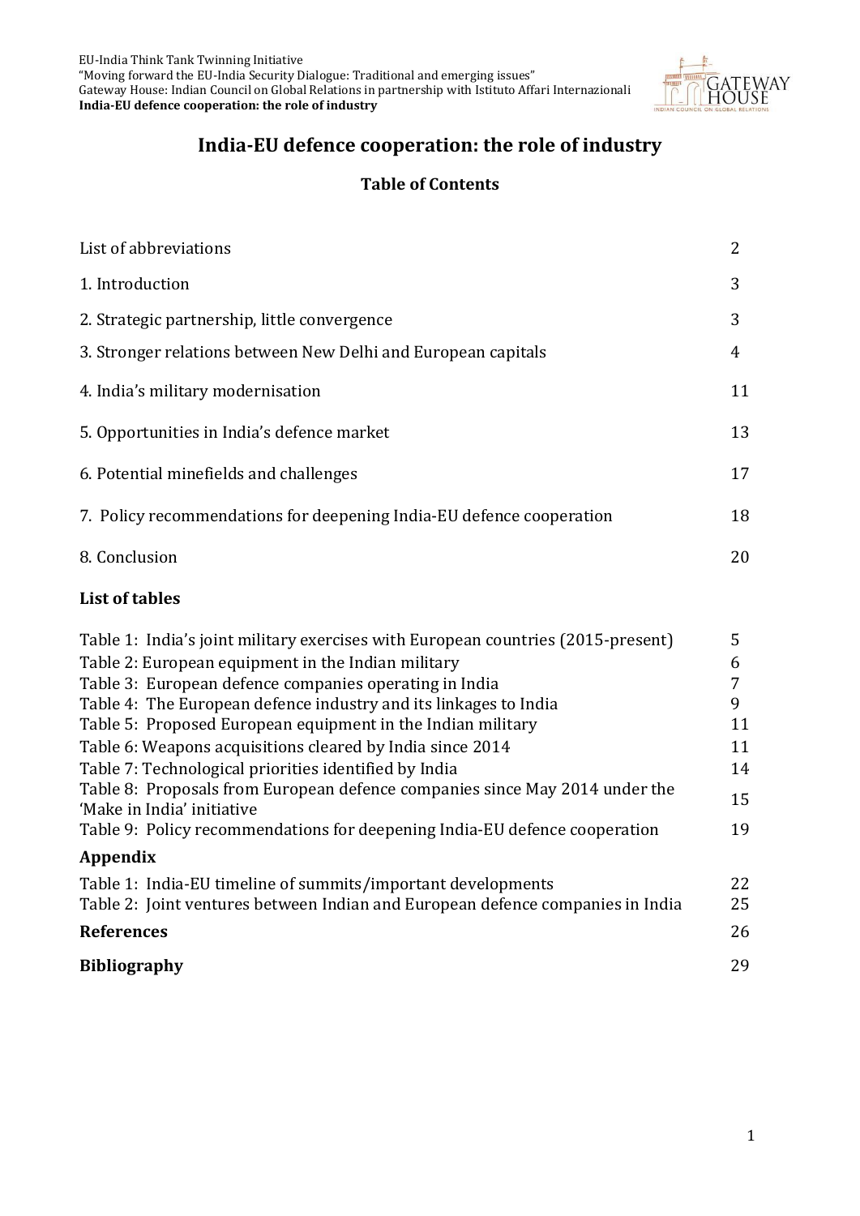# India-EU defence cooperation: the role of industry

## Table of Contents

| | |
|---|---|
| List of abbreviations | 2 |
| 1. Introduction | 3 |
| 2. Strategic partnership, little convergence | 3 |
| 3. Stronger relations between New Delhi and European capitals | 4 |
| 4. India's military modernisation | 11 |
| 5. Opportunities in India's defence market | 13 |
| 6. Potential minefields and challenges | 17 |
| 7. Policy recommendations for deepening India-EU defence cooperation | 18 |
| 8. Conclusion | 20 |

### List of tables

| | |
|---|---|
| Table 1: India's joint military exercises with European countries (2015-present) | 5 |
| Table 2: European equipment in the Indian military | 6 |
| Table 3: European defence companies operating in India | 7 |
| Table 4: The European defence industry and its linkages to India | 9 |
| Table 5: Proposed European equipment in the Indian military | 11 |
| Table 6: Weapons acquisitions cleared by India since 2014 | 11 |
| Table 7: Technological priorities identified by India | 14 |
| Table 8: Proposals from European defence companies since May 2014 under the 'Make in India' initiative | 15 |
| Table 9: Policy recommendations for deepening India-EU defence cooperation | 19 |

### Appendix

| | |
|---|---|
| Table 1: India-EU timeline of summits/important developments | 22 |
| Table 2: Joint ventures between Indian and European defence companies in India | 25 |

**References** 26

**Bibliography** 29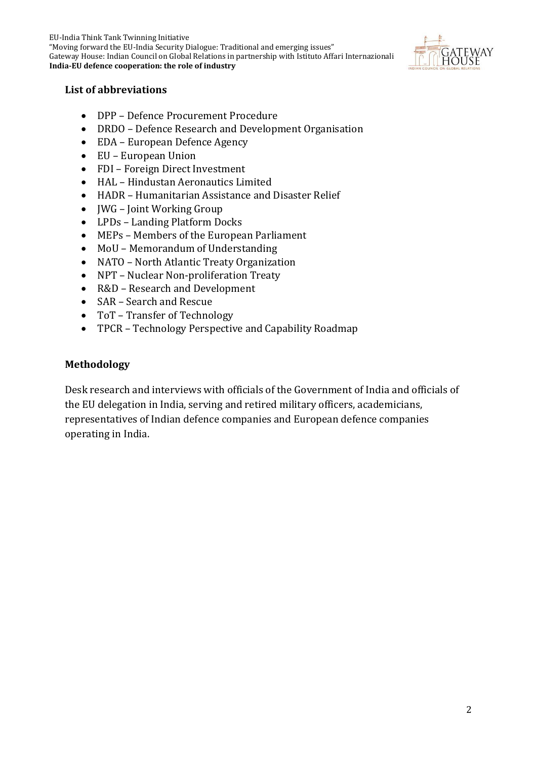### List of abbreviations

- DPP – Defence Procurement Procedure
- DRDO – Defence Research and Development Organisation
- EDA – European Defence Agency
- EU – European Union
- FDI – Foreign Direct Investment
- HAL – Hindustan Aeronautics Limited
- HADR – Humanitarian Assistance and Disaster Relief
- JWG – Joint Working Group
- LPDs – Landing Platform Docks
- MEPs – Members of the European Parliament
- MoU – Memorandum of Understanding
- NATO – North Atlantic Treaty Organization
- NPT – Nuclear Non-proliferation Treaty
- R&D – Research and Development
- SAR – Search and Rescue
- ToT – Transfer of Technology
- TPCR – Technology Perspective and Capability Roadmap

### Methodology

Desk research and interviews with officials of the Government of India and officials of the EU delegation in India, serving and retired military officers, academicians, representatives of Indian defence companies and European defence companies operating in India.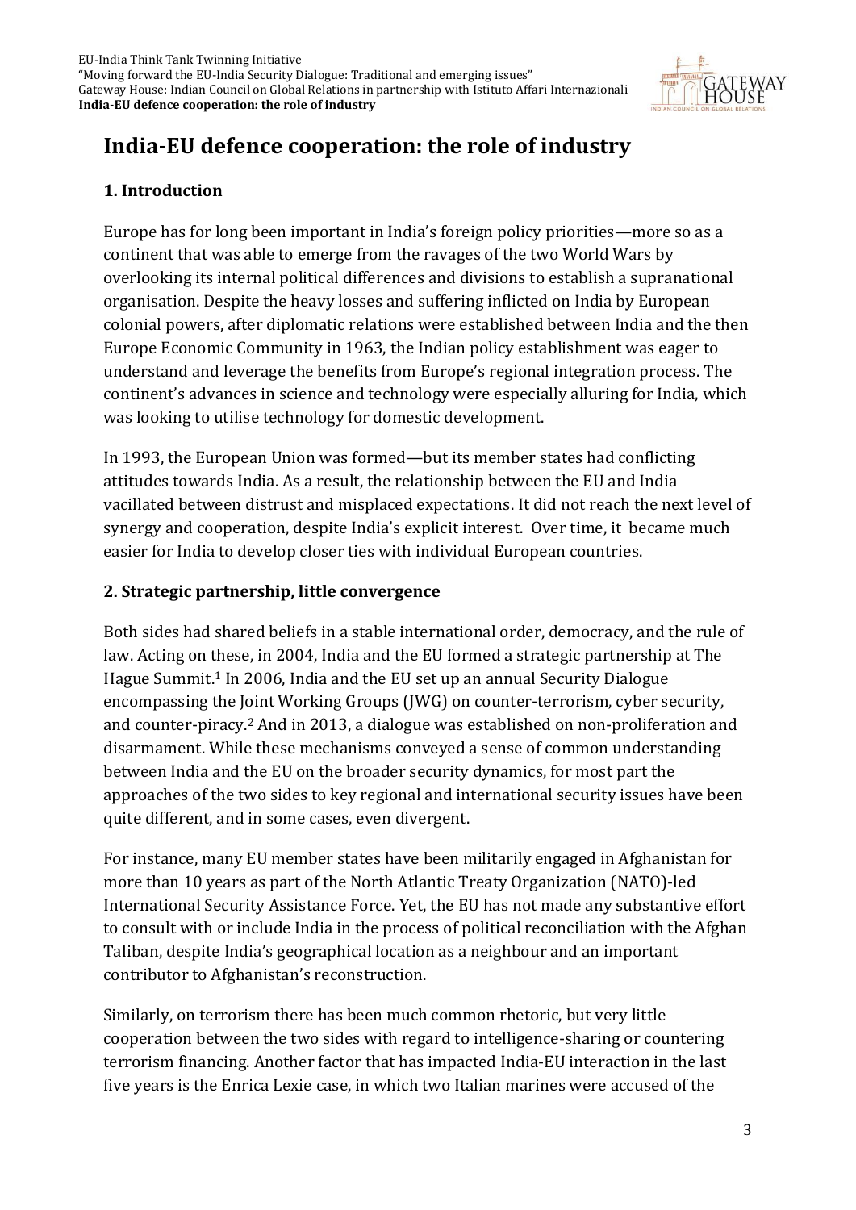# India-EU defence cooperation: the role of industry

## 1. Introduction

Europe has for long been important in India's foreign policy priorities—more so as a continent that was able to emerge from the ravages of the two World Wars by overlooking its internal political differences and divisions to establish a supranational organisation. Despite the heavy losses and suffering inflicted on India by European colonial powers, after diplomatic relations were established between India and the then Europe Economic Community in 1963, the Indian policy establishment was eager to understand and leverage the benefits from Europe's regional integration process. The continent's advances in science and technology were especially alluring for India, which was looking to utilise technology for domestic development.

In 1993, the European Union was formed—but its member states had conflicting attitudes towards India. As a result, the relationship between the EU and India vacillated between distrust and misplaced expectations. It did not reach the next level of synergy and cooperation, despite India's explicit interest. Over time, it became much easier for India to develop closer ties with individual European countries.

## 2. Strategic partnership, little convergence

Both sides had shared beliefs in a stable international order, democracy, and the rule of law. Acting on these, in 2004, India and the EU formed a strategic partnership at The Hague Summit.[1] In 2006, India and the EU set up an annual Security Dialogue encompassing the Joint Working Groups (JWG) on counter-terrorism, cyber security, and counter-piracy.[2] And in 2013, a dialogue was established on non-proliferation and disarmament. While these mechanisms conveyed a sense of common understanding between India and the EU on the broader security dynamics, for most part the approaches of the two sides to key regional and international security issues have been quite different, and in some cases, even divergent.

For instance, many EU member states have been militarily engaged in Afghanistan for more than 10 years as part of the North Atlantic Treaty Organization (NATO)-led International Security Assistance Force. Yet, the EU has not made any substantive effort to consult with or include India in the process of political reconciliation with the Afghan Taliban, despite India's geographical location as a neighbour and an important contributor to Afghanistan's reconstruction.

Similarly, on terrorism there has been much common rhetoric, but very little cooperation between the two sides with regard to intelligence-sharing or countering terrorism financing. Another factor that has impacted India-EU interaction in the last five years is the Enrica Lexie case, in which two Italian marines were accused of the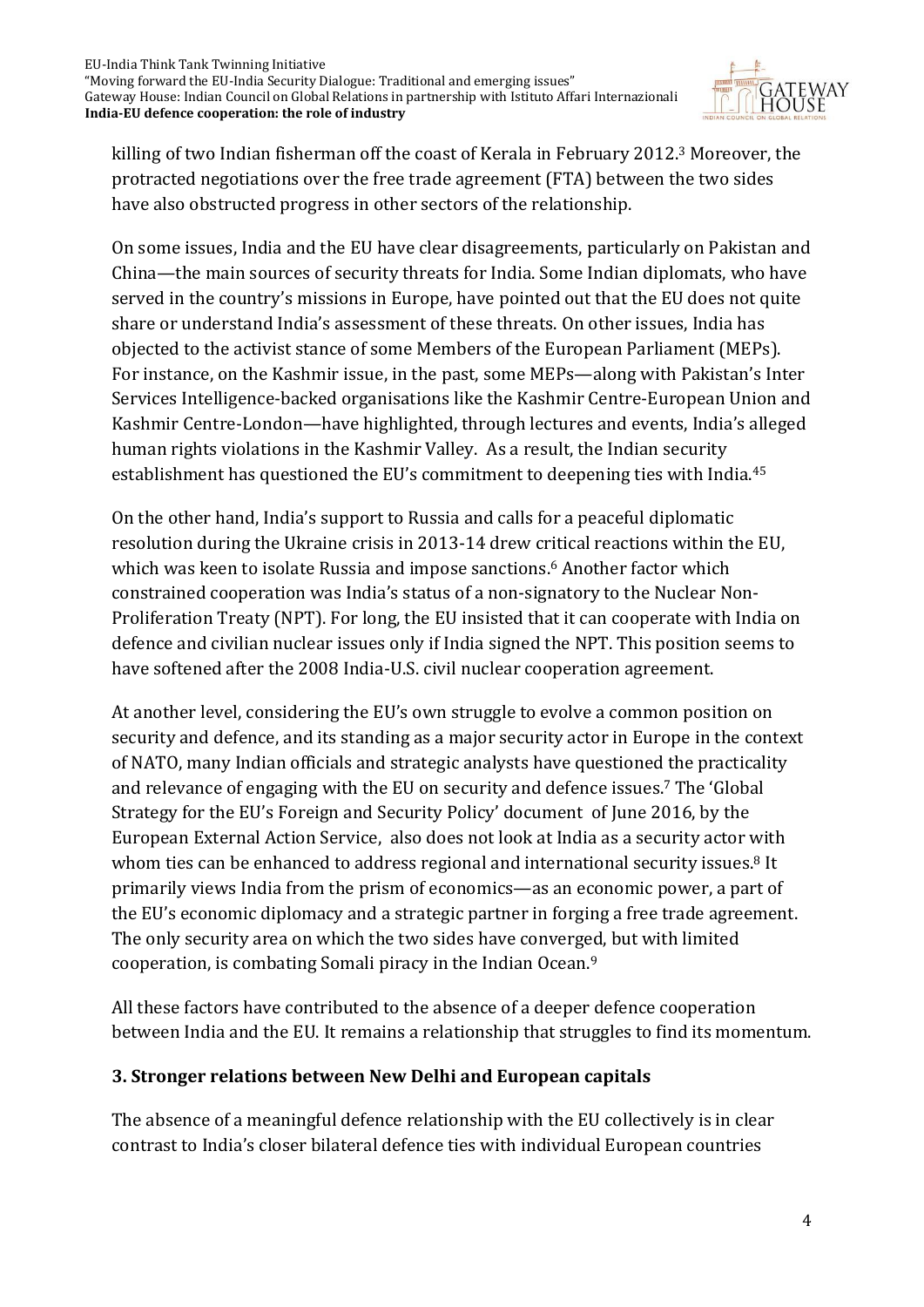killing of two Indian fisherman off the coast of Kerala in February 2012.[3] Moreover, the protracted negotiations over the free trade agreement (FTA) between the two sides have also obstructed progress in other sectors of the relationship.

On some issues, India and the EU have clear disagreements, particularly on Pakistan and China—the main sources of security threats for India. Some Indian diplomats, who have served in the country's missions in Europe, have pointed out that the EU does not quite share or understand India's assessment of these threats. On other issues, India has objected to the activist stance of some Members of the European Parliament (MEPs). For instance, on the Kashmir issue, in the past, some MEPs—along with Pakistan's Inter Services Intelligence-backed organisations like the Kashmir Centre-European Union and Kashmir Centre-London—have highlighted, through lectures and events, India's alleged human rights violations in the Kashmir Valley. As a result, the Indian security establishment has questioned the EU's commitment to deepening ties with India.[45]

On the other hand, India's support to Russia and calls for a peaceful diplomatic resolution during the Ukraine crisis in 2013-14 drew critical reactions within the EU, which was keen to isolate Russia and impose sanctions.[6] Another factor which constrained cooperation was India's status of a non-signatory to the Nuclear Non-Proliferation Treaty (NPT). For long, the EU insisted that it can cooperate with India on defence and civilian nuclear issues only if India signed the NPT. This position seems to have softened after the 2008 India-U.S. civil nuclear cooperation agreement.

At another level, considering the EU's own struggle to evolve a common position on security and defence, and its standing as a major security actor in Europe in the context of NATO, many Indian officials and strategic analysts have questioned the practicality and relevance of engaging with the EU on security and defence issues.[7] The 'Global Strategy for the EU's Foreign and Security Policy' document of June 2016, by the European External Action Service, also does not look at India as a security actor with whom ties can be enhanced to address regional and international security issues.[8] It primarily views India from the prism of economics—as an economic power, a part of the EU's economic diplomacy and a strategic partner in forging a free trade agreement. The only security area on which the two sides have converged, but with limited cooperation, is combating Somali piracy in the Indian Ocean.[9]

All these factors have contributed to the absence of a deeper defence cooperation between India and the EU. It remains a relationship that struggles to find its momentum.

## 3. Stronger relations between New Delhi and European capitals

The absence of a meaningful defence relationship with the EU collectively is in clear contrast to India's closer bilateral defence ties with individual European countries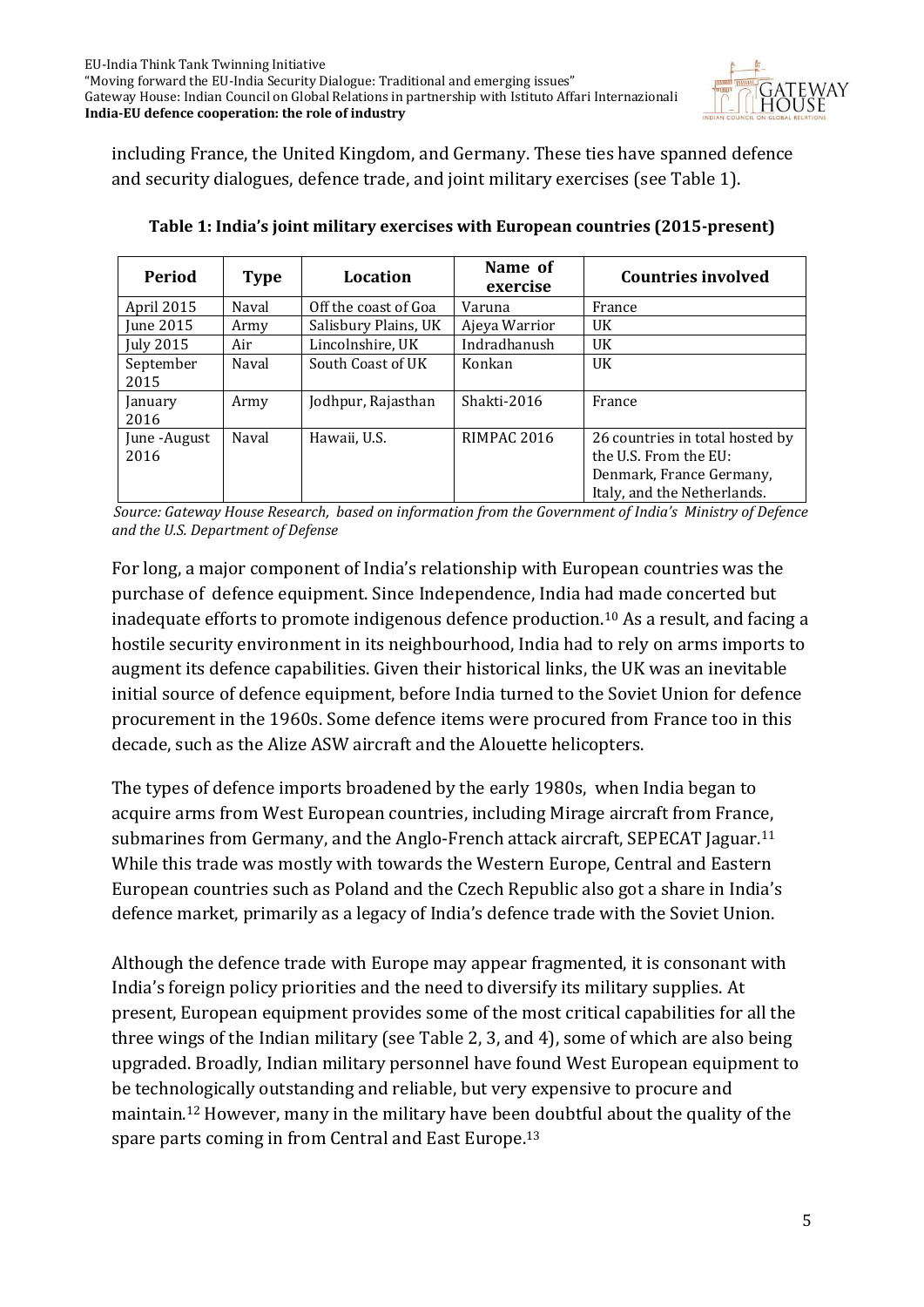including France, the United Kingdom, and Germany. These ties have spanned defence and security dialogues, defence trade, and joint military exercises (see Table 1).

**Table 1: India's joint military exercises with European countries (2015-present)**

| Period | Type | Location | Name of exercise | Countries involved |
| --- | --- | --- | --- | --- |
| April 2015 | Naval | Off the coast of Goa | Varuna | France |
| June 2015 | Army | Salisbury Plains, UK | Ajeya Warrior | UK |
| July 2015 | Air | Lincolnshire, UK | Indradhanush | UK |
| September 2015 | Naval | South Coast of UK | Konkan | UK |
| January 2016 | Army | Jodhpur, Rajasthan | Shakti-2016 | France |
| June -August 2016 | Naval | Hawaii, U.S. | RIMPAC 2016 | 26 countries in total hosted by the U.S. From the EU: Denmark, France Germany, Italy, and the Netherlands. |

*Source: Gateway House Research, based on information from the Government of India's Ministry of Defence and the U.S. Department of Defense*

For long, a major component of India's relationship with European countries was the purchase of defence equipment. Since Independence, India had made concerted but inadequate efforts to promote indigenous defence production.[10] As a result, and facing a hostile security environment in its neighbourhood, India had to rely on arms imports to augment its defence capabilities. Given their historical links, the UK was an inevitable initial source of defence equipment, before India turned to the Soviet Union for defence procurement in the 1960s. Some defence items were procured from France too in this decade, such as the Alize ASW aircraft and the Alouette helicopters.

The types of defence imports broadened by the early 1980s, when India began to acquire arms from West European countries, including Mirage aircraft from France, submarines from Germany, and the Anglo-French attack aircraft, SEPECAT Jaguar.[11] While this trade was mostly with towards the Western Europe, Central and Eastern European countries such as Poland and the Czech Republic also got a share in India's defence market, primarily as a legacy of India's defence trade with the Soviet Union.

Although the defence trade with Europe may appear fragmented, it is consonant with India's foreign policy priorities and the need to diversify its military supplies. At present, European equipment provides some of the most critical capabilities for all the three wings of the Indian military (see Table 2, 3, and 4), some of which are also being upgraded. Broadly, Indian military personnel have found West European equipment to be technologically outstanding and reliable, but very expensive to procure and maintain.[12] However, many in the military have been doubtful about the quality of the spare parts coming in from Central and East Europe.[13]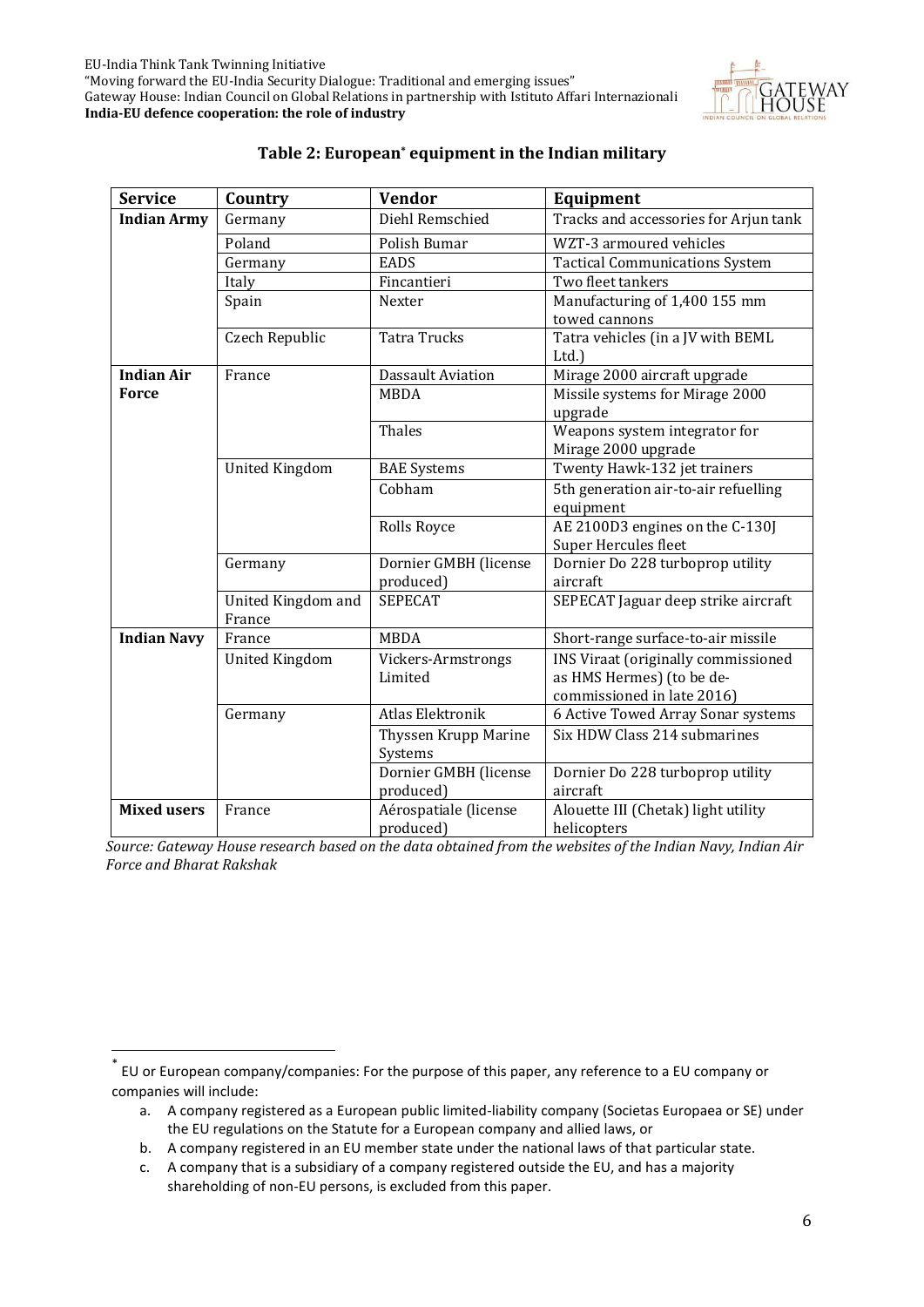**Table 2: European[*] equipment in the Indian military**

| Service | Country | Vendor | Equipment |
|---|---|---|---|
| **Indian Army** | Germany | Diehl Remschied | Tracks and accessories for Arjun tank |
| | Poland | Polish Bumar | WZT-3 armoured vehicles |
| | Germany | EADS | Tactical Communications System |
| | Italy | Fincantieri | Two fleet tankers |
| | Spain | Nexter | Manufacturing of 1,400 155 mm towed cannons |
| | Czech Republic | Tatra Trucks | Tatra vehicles (in a JV with BEML Ltd.) |
| **Indian Air Force** | France | Dassault Aviation | Mirage 2000 aircraft upgrade |
| | | MBDA | Missile systems for Mirage 2000 upgrade |
| | | Thales | Weapons system integrator for Mirage 2000 upgrade |
| | United Kingdom | BAE Systems | Twenty Hawk-132 jet trainers |
| | | Cobham | 5th generation air-to-air refuelling equipment |
| | | Rolls Royce | AE 2100D3 engines on the C-130J Super Hercules fleet |
| | Germany | Dornier GMBH (license produced) | Dornier Do 228 turboprop utility aircraft |
| | United Kingdom and France | SEPECAT | SEPECAT Jaguar deep strike aircraft |
| **Indian Navy** | France | MBDA | Short-range surface-to-air missile |
| | United Kingdom | Vickers-Armstrongs Limited | INS Viraat (originally commissioned as HMS Hermes) (to be de-commissioned in late 2016) |
| | Germany | Atlas Elektronik | 6 Active Towed Array Sonar systems |
| | | Thyssen Krupp Marine Systems | Six HDW Class 214 submarines |
| | | Dornier GMBH (license produced) | Dornier Do 228 turboprop utility aircraft |
| **Mixed users** | France | Aérospatiale (license produced) | Alouette III (Chetak) light utility helicopters |

*Source: Gateway House research based on the data obtained from the websites of the Indian Navy, Indian Air Force and Bharat Rakshak*

[*] EU or European company/companies: For the purpose of this paper, any reference to a EU company or companies will include:

a. A company registered as a European public limited-liability company (Societas Europaea or SE) under the EU regulations on the Statute for a European company and allied laws, or
b. A company registered in an EU member state under the national laws of that particular state.
c. A company that is a subsidiary of a company registered outside the EU, and has a majority shareholding of non-EU persons, is excluded from this paper.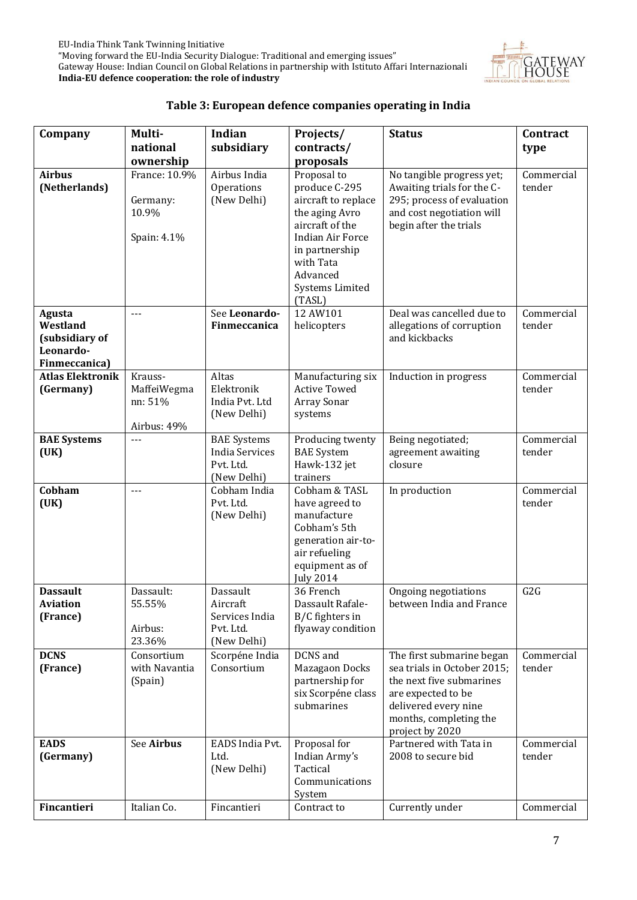### Table 3: European defence companies operating in India

| Company | Multi-national ownership | Indian subsidiary | Projects/ contracts/ proposals | Status | Contract type |
|---|---|---|---|---|---|
| **Airbus (Netherlands)** | France: 10.9%<br><br>Germany: 10.9%<br><br>Spain: 4.1% | Airbus India Operations (New Delhi) | Proposal to produce C-295 aircraft to replace the aging Avro aircraft of the Indian Air Force in partnership with Tata Advanced Systems Limited (TASL) | No tangible progress yet; Awaiting trials for the C-295; process of evaluation and cost negotiation will begin after the trials | Commercial tender |
| **Agusta Westland (subsidiary of Leonardo-Finmeccanica)** | --- | See **Leonardo-Finmeccanica** | 12 AW101 helicopters | Deal was cancelled due to allegations of corruption and kickbacks | Commercial tender |
| **Atlas Elektronik (Germany)** | Krauss-MaffeiWegmann: 51%<br><br>Airbus: 49% | Altas Elektronik India Pvt. Ltd (New Delhi) | Manufacturing six Active Towed Array Sonar systems | Induction in progress | Commercial tender |
| **BAE Systems (UK)** | --- | BAE Systems India Services Pvt. Ltd. (New Delhi) | Producing twenty BAE System Hawk-132 jet trainers | Being negotiated; agreement awaiting closure | Commercial tender |
| **Cobham (UK)** | --- | Cobham India Pvt. Ltd. (New Delhi) | Cobham & TASL have agreed to manufacture Cobham's 5th generation air-to-air refueling equipment as of July 2014 | In production | Commercial tender |
| **Dassault Aviation (France)** | Dassault: 55.55%<br><br>Airbus: 23.36% | Dassault Aircraft Services India Pvt. Ltd. (New Delhi) | 36 French Dassault Rafale-B/C fighters in flyaway condition | Ongoing negotiations between India and France | G2G |
| **DCNS (France)** | Consortium with Navantia (Spain) | Scorpéne India Consortium | DCNS and Mazagaon Docks partnership for six Scorpéne class submarines | The first submarine began sea trials in October 2015; the next five submarines are expected to be delivered every nine months, completing the project by 2020 | Commercial tender |
| **EADS (Germany)** | See **Airbus** | EADS India Pvt. Ltd. (New Delhi) | Proposal for Indian Army's Tactical Communications System | Partnered with Tata in 2008 to secure bid | Commercial tender |
| **Fincantieri** | Italian Co. | Fincantieri | Contract to | Currently under | Commercial |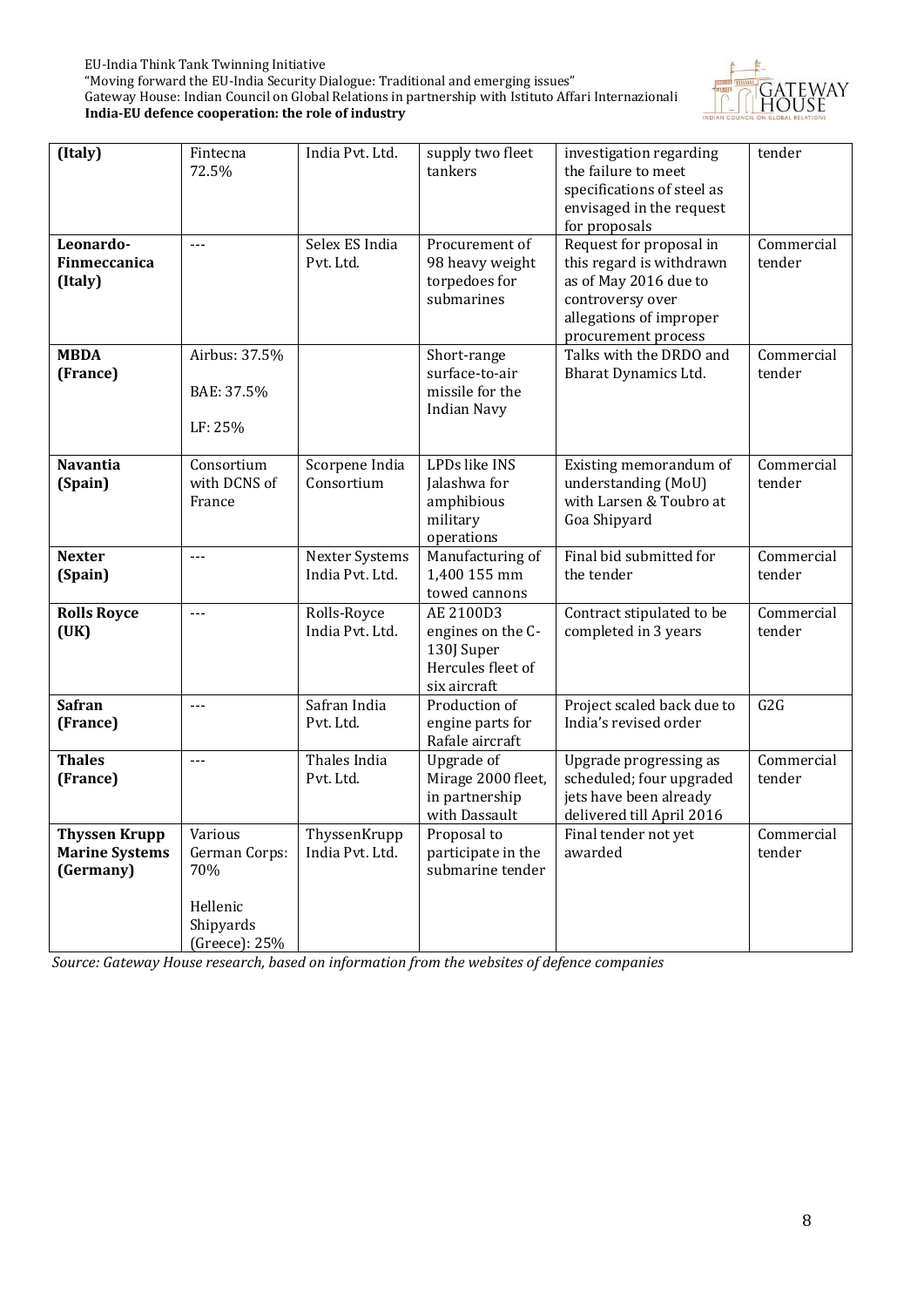| (Italy) | Fintecna 72.5% | India Pvt. Ltd. | supply two fleet tankers | investigation regarding the failure to meet specifications of steel as envisaged in the request for proposals | tender |
|---|---|---|---|---|---|
| **Leonardo-Finmeccanica (Italy)** | --- | Selex ES India Pvt. Ltd. | Procurement of 98 heavy weight torpedoes for submarines | Request for proposal in this regard is withdrawn as of May 2016 due to controversy over allegations of improper procurement process | Commercial tender |
| **MBDA (France)** | Airbus: 37.5%<br><br>BAE: 37.5%<br><br>LF: 25% | | Short-range surface-to-air missile for the Indian Navy | Talks with the DRDO and Bharat Dynamics Ltd. | Commercial tender |
| **Navantia (Spain)** | Consortium with DCNS of France | Scorpene India Consortium | LPDs like INS Jalashwa for amphibious military operations | Existing memorandum of understanding (MoU) with Larsen & Toubro at Goa Shipyard | Commercial tender |
| **Nexter (Spain)** | --- | Nexter Systems India Pvt. Ltd. | Manufacturing of 1,400 155 mm towed cannons | Final bid submitted for the tender | Commercial tender |
| **Rolls Royce (UK)** | --- | Rolls-Royce India Pvt. Ltd. | AE 2100D3 engines on the C-130J Super Hercules fleet of six aircraft | Contract stipulated to be completed in 3 years | Commercial tender |
| **Safran (France)** | --- | Safran India Pvt. Ltd. | Production of engine parts for Rafale aircraft | Project scaled back due to India's revised order | G2G |
| **Thales (France)** | --- | Thales India Pvt. Ltd. | Upgrade of Mirage 2000 fleet, in partnership with Dassault | Upgrade progressing as scheduled; four upgraded jets have been already delivered till April 2016 | Commercial tender |
| **Thyssen Krupp Marine Systems (Germany)** | Various German Corps: 70%<br><br>Hellenic Shipyards (Greece): 25% | ThyssenKrupp India Pvt. Ltd. | Proposal to participate in the submarine tender | Final tender not yet awarded | Commercial tender |

*Source: Gateway House research, based on information from the websites of defence companies*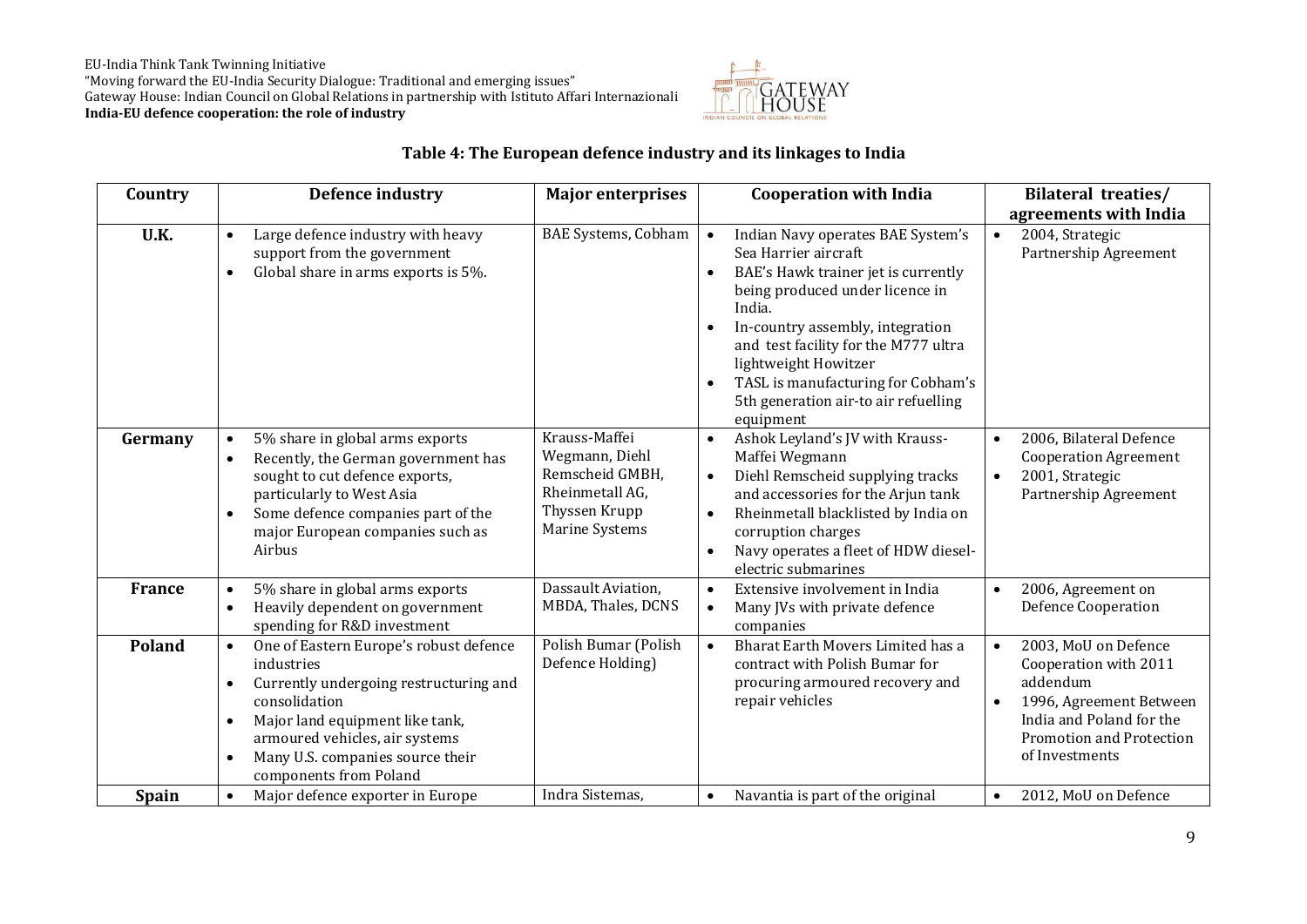**Table 4: The European defence industry and its linkages to India**

| Country | Defence industry | Major enterprises | Cooperation with India | Bilateral treaties/ agreements with India |
|---|---|---|---|---|
| **U.K.** | • Large defence industry with heavy support from the government<br>• Global share in arms exports is 5%. | BAE Systems, Cobham | • Indian Navy operates BAE System's Sea Harrier aircraft<br>• BAE's Hawk trainer jet is currently being produced under licence in India.<br>• In-country assembly, integration and test facility for the M777 ultra lightweight Howitzer<br>• TASL is manufacturing for Cobham's 5th generation air-to air refuelling equipment | • 2004, Strategic Partnership Agreement |
| **Germany** | • 5% share in global arms exports<br>• Recently, the German government has sought to cut defence exports, particularly to West Asia<br>• Some defence companies part of the major European companies such as Airbus | Krauss-Maffei Wegmann, Diehl Remscheid GMBH, Rheinmetall AG, Thyssen Krupp Marine Systems | • Ashok Leyland's JV with Krauss-Maffei Wegmann<br>• Diehl Remscheid supplying tracks and accessories for the Arjun tank<br>• Rheinmetall blacklisted by India on corruption charges<br>• Navy operates a fleet of HDW diesel-electric submarines | • 2006, Bilateral Defence Cooperation Agreement<br>• 2001, Strategic Partnership Agreement |
| **France** | • 5% share in global arms exports<br>• Heavily dependent on government spending for R&D investment | Dassault Aviation, MBDA, Thales, DCNS | • Extensive involvement in India<br>• Many JVs with private defence companies | • 2006, Agreement on Defence Cooperation |
| **Poland** | • One of Eastern Europe's robust defence industries<br>• Currently undergoing restructuring and consolidation<br>• Major land equipment like tank, armoured vehicles, air systems<br>• Many U.S. companies source their components from Poland | Polish Bumar (Polish Defence Holding) | • Bharat Earth Movers Limited has a contract with Polish Bumar for procuring armoured recovery and repair vehicles | • 2003, MoU on Defence Cooperation with 2011 addendum<br>• 1996, Agreement Between India and Poland for the Promotion and Protection of Investments |
| **Spain** | • Major defence exporter in Europe | Indra Sistemas, | • Navantia is part of the original | • 2012, MoU on Defence |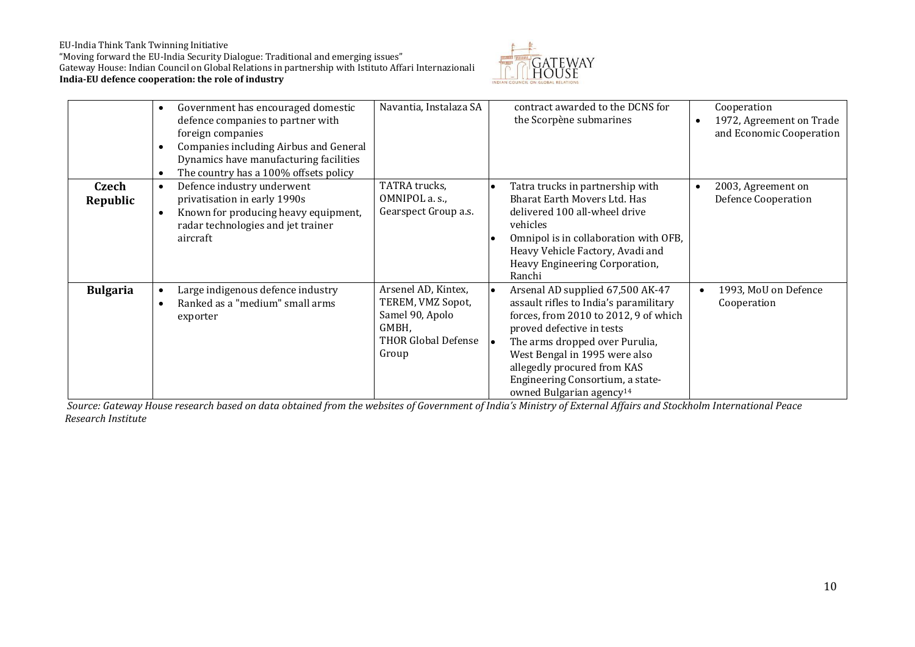| | | | | |
|---|---|---|---|---|
| | • Government has encouraged domestic defence companies to partner with foreign companies<br>• Companies including Airbus and General Dynamics have manufacturing facilities<br>• The country has a 100% offsets policy | Navantia, Instalaza SA | contract awarded to the DCNS for the Scorpène submarines | Cooperation<br>• 1972, Agreement on Trade and Economic Cooperation |
| **Czech Republic** | • Defence industry underwent privatisation in early 1990s<br>• Known for producing heavy equipment, radar technologies and jet trainer aircraft | TATRA trucks, OMNIPOL a. s., Gearspect Group a.s. | • Tatra trucks in partnership with Bharat Earth Movers Ltd. Has delivered 100 all-wheel drive vehicles<br>• Omnipol is in collaboration with OFB, Heavy Vehicle Factory, Avadi and Heavy Engineering Corporation, Ranchi | • 2003, Agreement on Defence Cooperation |
| **Bulgaria** | • Large indigenous defence industry<br>• Ranked as a "medium" small arms exporter | Arsenel AD, Kintex, TEREM, VMZ Sopot, Samel 90, Apolo GMBH, THOR Global Defense Group | • Arsenal AD supplied 67,500 AK-47 assault rifles to India's paramilitary forces, from 2010 to 2012, 9 of which proved defective in tests<br>• The arms dropped over Purulia, West Bengal in 1995 were also allegedly procured from KAS Engineering Consortium, a state-owned Bulgarian agency[14] | • 1993, MoU on Defence Cooperation |

*Source: Gateway House research based on data obtained from the websites of Government of India's Ministry of External Affairs and Stockholm International Peace Research Institute*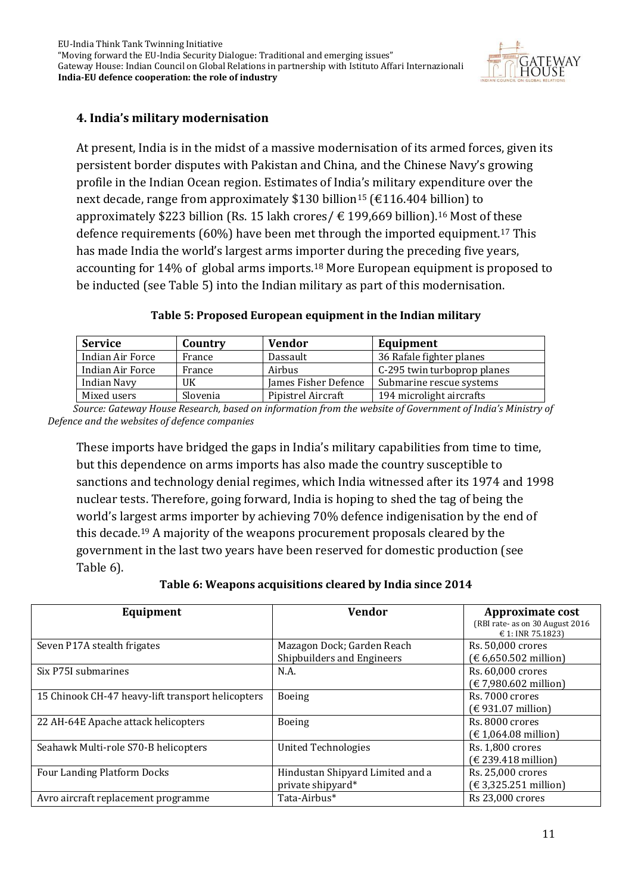## 4. India's military modernisation

At present, India is in the midst of a massive modernisation of its armed forces, given its persistent border disputes with Pakistan and China, and the Chinese Navy's growing profile in the Indian Ocean region. Estimates of India's military expenditure over the next decade, range from approximately $130 billion[15] (€116.404 billion) to approximately $223 billion (Rs. 15 lakh crores/ € 199,669 billion).[16] Most of these defence requirements (60%) have been met through the imported equipment.[17] This has made India the world's largest arms importer during the preceding five years, accounting for 14% of global arms imports.[18] More European equipment is proposed to be inducted (see Table 5) into the Indian military as part of this modernisation.

**Table 5: Proposed European equipment in the Indian military**

| Service | Country | Vendor | Equipment |
|---|---|---|---|
| Indian Air Force | France | Dassault | 36 Rafale fighter planes |
| Indian Air Force | France | Airbus | C-295 twin turboprop planes |
| Indian Navy | UK | James Fisher Defence | Submarine rescue systems |
| Mixed users | Slovenia | Pipistrel Aircraft | 194 microlight aircrafts |

*Source: Gateway House Research, based on information from the website of Government of India's Ministry of Defence and the websites of defence companies*

These imports have bridged the gaps in India's military capabilities from time to time, but this dependence on arms imports has also made the country susceptible to sanctions and technology denial regimes, which India witnessed after its 1974 and 1998 nuclear tests. Therefore, going forward, India is hoping to shed the tag of being the world's largest arms importer by achieving 70% defence indigenisation by the end of this decade.[19] A majority of the weapons procurement proposals cleared by the government in the last two years have been reserved for domestic production (see Table 6).

**Table 6: Weapons acquisitions cleared by India since 2014**

| Equipment | Vendor | Approximate cost (RBI rate- as on 30 August 2016 € 1: INR 75.1823) |
|---|---|---|
| Seven P17A stealth frigates | Mazagon Dock; Garden Reach Shipbuilders and Engineers | Rs. 50,000 crores (€ 6,650.502 million) |
| Six P75I submarines | N.A. | Rs. 60,000 crores (€ 7,980.602 million) |
| 15 Chinook CH-47 heavy-lift transport helicopters | Boeing | Rs. 7000 crores (€ 931.07 million) |
| 22 AH-64E Apache attack helicopters | Boeing | Rs. 8000 crores (€ 1,064.08 million) |
| Seahawk Multi-role S70-B helicopters | United Technologies | Rs. 1,800 crores (€ 239.418 million) |
| Four Landing Platform Docks | Hindustan Shipyard Limited and a private shipyard* | Rs. 25,000 crores (€ 3,325.251 million) |
| Avro aircraft replacement programme | Tata-Airbus* | Rs 23,000 crores |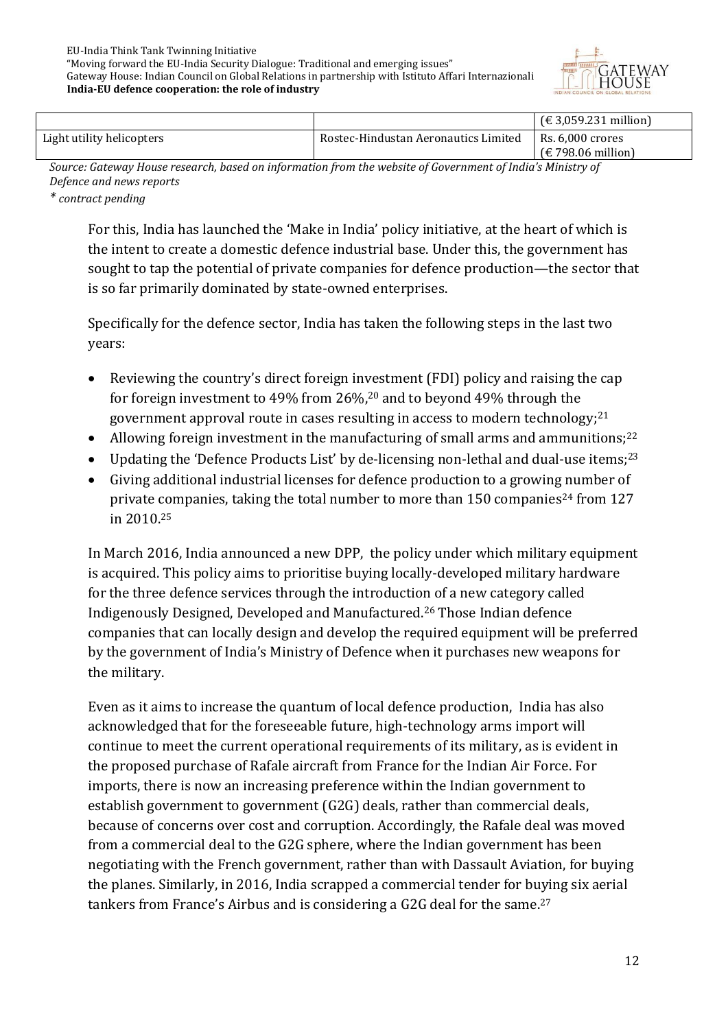| | | |
|---|---|---|
| | | (€ 3,059.231 million) |
| Light utility helicopters | Rostec-Hindustan Aeronautics Limited | Rs. 6,000 crores (€ 798.06 million) |

*Source: Gateway House research, based on information from the website of Government of India's Ministry of Defence and news reports*

*\* contract pending*

For this, India has launched the 'Make in India' policy initiative, at the heart of which is the intent to create a domestic defence industrial base. Under this, the government has sought to tap the potential of private companies for defence production—the sector that is so far primarily dominated by state-owned enterprises.

Specifically for the defence sector, India has taken the following steps in the last two years:

- Reviewing the country's direct foreign investment (FDI) policy and raising the cap for foreign investment to 49% from 26%,[20] and to beyond 49% through the government approval route in cases resulting in access to modern technology;[21]
- Allowing foreign investment in the manufacturing of small arms and ammunitions;[22]
- Updating the 'Defence Products List' by de-licensing non-lethal and dual-use items;[23]
- Giving additional industrial licenses for defence production to a growing number of private companies, taking the total number to more than 150 companies[24] from 127 in 2010.[25]

In March 2016, India announced a new DPP, the policy under which military equipment is acquired. This policy aims to prioritise buying locally-developed military hardware for the three defence services through the introduction of a new category called Indigenously Designed, Developed and Manufactured.[26] Those Indian defence companies that can locally design and develop the required equipment will be preferred by the government of India's Ministry of Defence when it purchases new weapons for the military.

Even as it aims to increase the quantum of local defence production, India has also acknowledged that for the foreseeable future, high-technology arms import will continue to meet the current operational requirements of its military, as is evident in the proposed purchase of Rafale aircraft from France for the Indian Air Force. For imports, there is now an increasing preference within the Indian government to establish government to government (G2G) deals, rather than commercial deals, because of concerns over cost and corruption. Accordingly, the Rafale deal was moved from a commercial deal to the G2G sphere, where the Indian government has been negotiating with the French government, rather than with Dassault Aviation, for buying the planes. Similarly, in 2016, India scrapped a commercial tender for buying six aerial tankers from France's Airbus and is considering a G2G deal for the same.[27]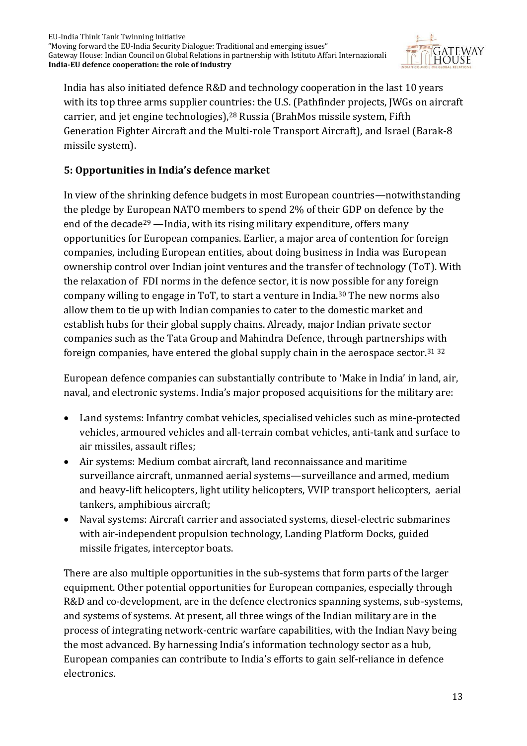India has also initiated defence R&D and technology cooperation in the last 10 years with its top three arms supplier countries: the U.S. (Pathfinder projects, JWGs on aircraft carrier, and jet engine technologies),[28] Russia (BrahMos missile system, Fifth Generation Fighter Aircraft and the Multi-role Transport Aircraft), and Israel (Barak-8 missile system).

## 5: Opportunities in India's defence market

In view of the shrinking defence budgets in most European countries—notwithstanding the pledge by European NATO members to spend 2% of their GDP on defence by the end of the decade[29] —India, with its rising military expenditure, offers many opportunities for European companies. Earlier, a major area of contention for foreign companies, including European entities, about doing business in India was European ownership control over Indian joint ventures and the transfer of technology (ToT). With the relaxation of FDI norms in the defence sector, it is now possible for any foreign company willing to engage in ToT, to start a venture in India.[30] The new norms also allow them to tie up with Indian companies to cater to the domestic market and establish hubs for their global supply chains. Already, major Indian private sector companies such as the Tata Group and Mahindra Defence, through partnerships with foreign companies, have entered the global supply chain in the aerospace sector.[31] [32]

European defence companies can substantially contribute to 'Make in India' in land, air, naval, and electronic systems. India's major proposed acquisitions for the military are:

- Land systems: Infantry combat vehicles, specialised vehicles such as mine-protected vehicles, armoured vehicles and all-terrain combat vehicles, anti-tank and surface to air missiles, assault rifles;
- Air systems: Medium combat aircraft, land reconnaissance and maritime surveillance aircraft, unmanned aerial systems—surveillance and armed, medium and heavy-lift helicopters, light utility helicopters, VVIP transport helicopters, aerial tankers, amphibious aircraft;
- Naval systems: Aircraft carrier and associated systems, diesel-electric submarines with air-independent propulsion technology, Landing Platform Docks, guided missile frigates, interceptor boats.

There are also multiple opportunities in the sub-systems that form parts of the larger equipment. Other potential opportunities for European companies, especially through R&D and co-development, are in the defence electronics spanning systems, sub-systems, and systems of systems. At present, all three wings of the Indian military are in the process of integrating network-centric warfare capabilities, with the Indian Navy being the most advanced. By harnessing India's information technology sector as a hub, European companies can contribute to India's efforts to gain self-reliance in defence electronics.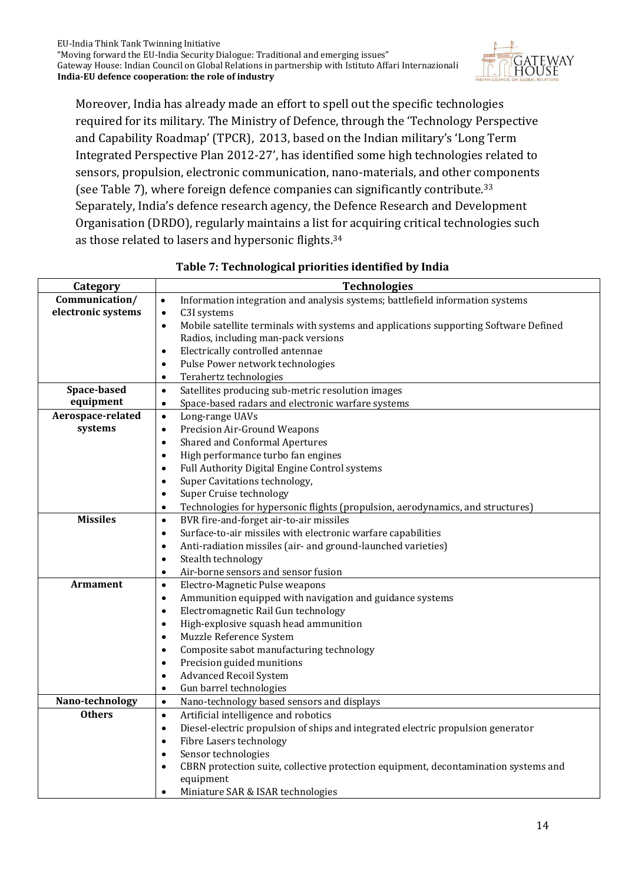Moreover, India has already made an effort to spell out the specific technologies required for its military. The Ministry of Defence, through the 'Technology Perspective and Capability Roadmap' (TPCR), 2013, based on the Indian military's 'Long Term Integrated Perspective Plan 2012-27', has identified some high technologies related to sensors, propulsion, electronic communication, nano-materials, and other components (see Table 7), where foreign defence companies can significantly contribute.[33] Separately, India's defence research agency, the Defence Research and Development Organisation (DRDO), regularly maintains a list for acquiring critical technologies such as those related to lasers and hypersonic flights.[34]

**Table 7: Technological priorities identified by India**

| Category | Technologies |
|---|---|
| **Communication/ electronic systems** | • Information integration and analysis systems; battlefield information systems<br>• C3I systems<br>• Mobile satellite terminals with systems and applications supporting Software Defined Radios, including man-pack versions<br>• Electrically controlled antennae<br>• Pulse Power network technologies<br>• Terahertz technologies |
| **Space-based equipment** | • Satellites producing sub-metric resolution images<br>• Space-based radars and electronic warfare systems |
| **Aerospace-related systems** | • Long-range UAVs<br>• Precision Air-Ground Weapons<br>• Shared and Conformal Apertures<br>• High performance turbo fan engines<br>• Full Authority Digital Engine Control systems<br>• Super Cavitations technology,<br>• Super Cruise technology<br>• Technologies for hypersonic flights (propulsion, aerodynamics, and structures) |
| **Missiles** | • BVR fire-and-forget air-to-air missiles<br>• Surface-to-air missiles with electronic warfare capabilities<br>• Anti-radiation missiles (air- and ground-launched varieties)<br>• Stealth technology<br>• Air-borne sensors and sensor fusion |
| **Armament** | • Electro-Magnetic Pulse weapons<br>• Ammunition equipped with navigation and guidance systems<br>• Electromagnetic Rail Gun technology<br>• High-explosive squash head ammunition<br>• Muzzle Reference System<br>• Composite sabot manufacturing technology<br>• Precision guided munitions<br>• Advanced Recoil System<br>• Gun barrel technologies |
| **Nano-technology** | • Nano-technology based sensors and displays |
| **Others** | • Artificial intelligence and robotics<br>• Diesel-electric propulsion of ships and integrated electric propulsion generator<br>• Fibre Lasers technology<br>• Sensor technologies<br>• CBRN protection suite, collective protection equipment, decontamination systems and equipment<br>• Miniature SAR & ISAR technologies |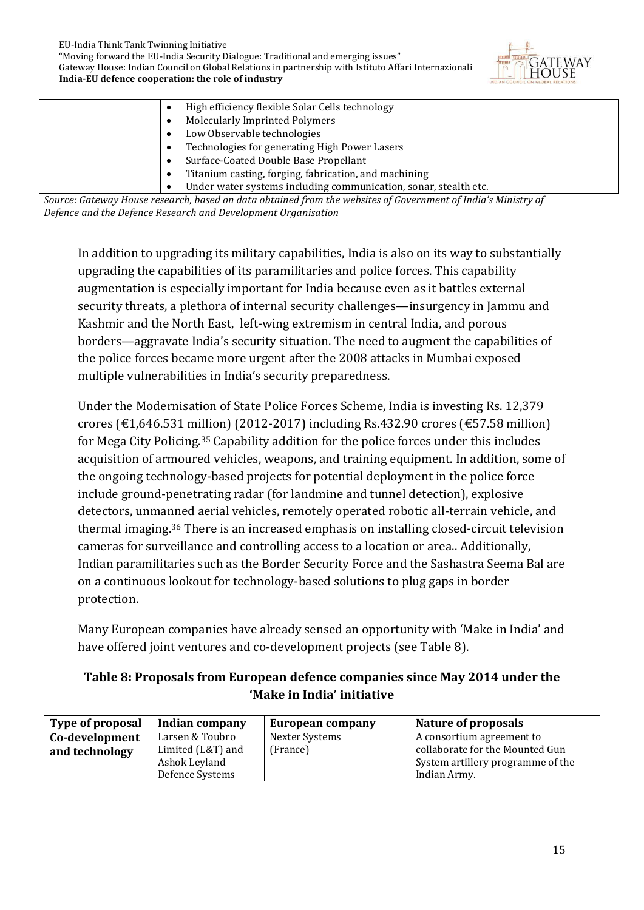| | |
|---|---|
| | • High efficiency flexible Solar Cells technology<br>• Molecularly Imprinted Polymers<br>• Low Observable technologies<br>• Technologies for generating High Power Lasers<br>• Surface-Coated Double Base Propellant<br>• Titanium casting, forging, fabrication, and machining<br>• Under water systems including communication, sonar, stealth etc. |

*Source: Gateway House research, based on data obtained from the websites of Government of India's Ministry of Defence and the Defence Research and Development Organisation*

In addition to upgrading its military capabilities, India is also on its way to substantially upgrading the capabilities of its paramilitaries and police forces. This capability augmentation is especially important for India because even as it battles external security threats, a plethora of internal security challenges—insurgency in Jammu and Kashmir and the North East, left-wing extremism in central India, and porous borders—aggravate India's security situation. The need to augment the capabilities of the police forces became more urgent after the 2008 attacks in Mumbai exposed multiple vulnerabilities in India's security preparedness.

Under the Modernisation of State Police Forces Scheme, India is investing Rs. 12,379 crores (€1,646.531 million) (2012-2017) including Rs.432.90 crores (€57.58 million) for Mega City Policing.[35] Capability addition for the police forces under this includes acquisition of armoured vehicles, weapons, and training equipment. In addition, some of the ongoing technology-based projects for potential deployment in the police force include ground-penetrating radar (for landmine and tunnel detection), explosive detectors, unmanned aerial vehicles, remotely operated robotic all-terrain vehicle, and thermal imaging.[36] There is an increased emphasis on installing closed-circuit television cameras for surveillance and controlling access to a location or area.. Additionally, Indian paramilitaries such as the Border Security Force and the Sashastra Seema Bal are on a continuous lookout for technology-based solutions to plug gaps in border protection.

Many European companies have already sensed an opportunity with 'Make in India' and have offered joint ventures and co-development projects (see Table 8).

**Table 8: Proposals from European defence companies since May 2014 under the 'Make in India' initiative**

| Type of proposal | Indian company | European company | Nature of proposals |
|---|---|---|---|
| **Co-development and technology** | Larsen & Toubro Limited (L&T) and Ashok Leyland Defence Systems | Nexter Systems (France) | A consortium agreement to collaborate for the Mounted Gun System artillery programme of the Indian Army. |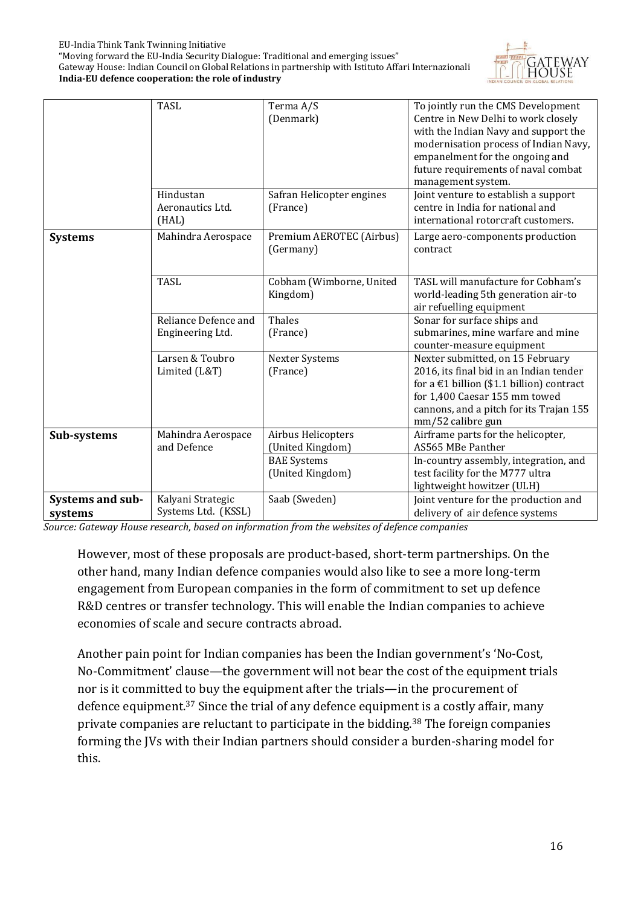| | TASL | Terma A/S (Denmark) | To jointly run the CMS Development Centre in New Delhi to work closely with the Indian Navy and support the modernisation process of Indian Navy, empanelment for the ongoing and future requirements of naval combat management system. |
|---|---|---|---|
| | Hindustan Aeronautics Ltd. (HAL) | Safran Helicopter engines (France) | Joint venture to establish a support centre in India for national and international rotorcraft customers. |
| **Systems** | Mahindra Aerospace | Premium AEROTEC (Airbus) (Germany) | Large aero-components production contract |
| | TASL | Cobham (Wimborne, United Kingdom) | TASL will manufacture for Cobham's world-leading 5th generation air-to air refuelling equipment |
| | Reliance Defence and Engineering Ltd. | Thales (France) | Sonar for surface ships and submarines, mine warfare and mine counter-measure equipment |
| | Larsen & Toubro Limited (L&T) | Nexter Systems (France) | Nexter submitted, on 15 February 2016, its final bid in an Indian tender for a €1 billion ($1.1 billion) contract for 1,400 Caesar 155 mm towed cannons, and a pitch for its Trajan 155 mm/52 calibre gun |
| **Sub-systems** | Mahindra Aerospace and Defence | Airbus Helicopters (United Kingdom) | Airframe parts for the helicopter, AS565 MBe Panther |
| | | BAE Systems (United Kingdom) | In-country assembly, integration, and test facility for the M777 ultra lightweight howitzer (ULH) |
| **Systems and sub-systems** | Kalyani Strategic Systems Ltd. (KSSL) | Saab (Sweden) | Joint venture for the production and delivery of air defence systems |

*Source: Gateway House research, based on information from the websites of defence companies*

However, most of these proposals are product-based, short-term partnerships. On the other hand, many Indian defence companies would also like to see a more long-term engagement from European companies in the form of commitment to set up defence R&D centres or transfer technology. This will enable the Indian companies to achieve economies of scale and secure contracts abroad.

Another pain point for Indian companies has been the Indian government's 'No-Cost, No-Commitment' clause—the government will not bear the cost of the equipment trials nor is it committed to buy the equipment after the trials—in the procurement of defence equipment.[37] Since the trial of any defence equipment is a costly affair, many private companies are reluctant to participate in the bidding.[38] The foreign companies forming the JVs with their Indian partners should consider a burden-sharing model for this.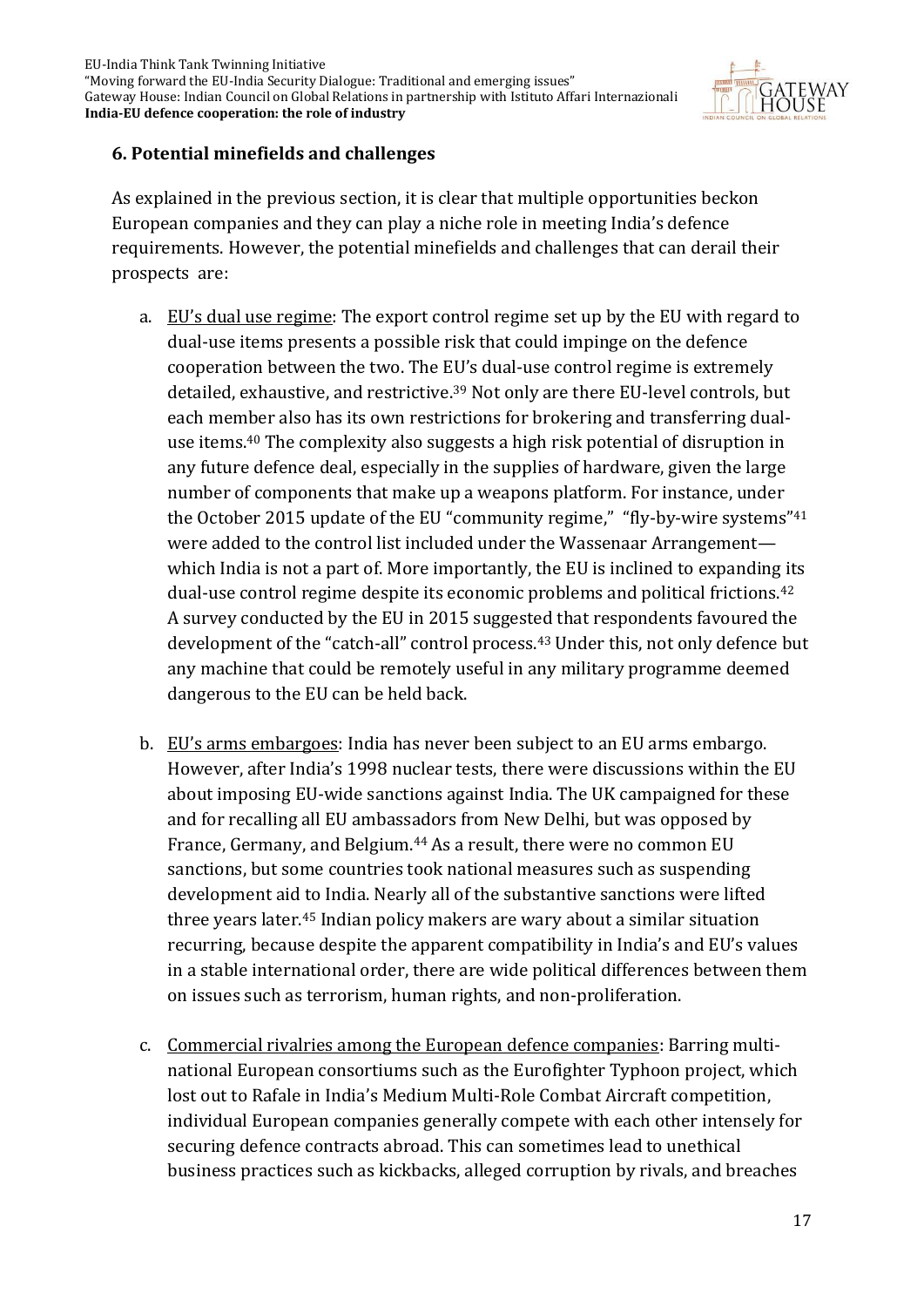### 6. Potential minefields and challenges

As explained in the previous section, it is clear that multiple opportunities beckon European companies and they can play a niche role in meeting India's defence requirements. However, the potential minefields and challenges that can derail their prospects are:

a. EU's dual use regime: The export control regime set up by the EU with regard to dual-use items presents a possible risk that could impinge on the defence cooperation between the two. The EU's dual-use control regime is extremely detailed, exhaustive, and restrictive.[39] Not only are there EU-level controls, but each member also has its own restrictions for brokering and transferring dual-use items.[40] The complexity also suggests a high risk potential of disruption in any future defence deal, especially in the supplies of hardware, given the large number of components that make up a weapons platform. For instance, under the October 2015 update of the EU "community regime," "fly-by-wire systems"[41] were added to the control list included under the Wassenaar Arrangement—which India is not a part of. More importantly, the EU is inclined to expanding its dual-use control regime despite its economic problems and political frictions.[42] A survey conducted by the EU in 2015 suggested that respondents favoured the development of the "catch-all" control process.[43] Under this, not only defence but any machine that could be remotely useful in any military programme deemed dangerous to the EU can be held back.

b. EU's arms embargoes: India has never been subject to an EU arms embargo. However, after India's 1998 nuclear tests, there were discussions within the EU about imposing EU-wide sanctions against India. The UK campaigned for these and for recalling all EU ambassadors from New Delhi, but was opposed by France, Germany, and Belgium.[44] As a result, there were no common EU sanctions, but some countries took national measures such as suspending development aid to India. Nearly all of the substantive sanctions were lifted three years later.[45] Indian policy makers are wary about a similar situation recurring, because despite the apparent compatibility in India's and EU's values in a stable international order, there are wide political differences between them on issues such as terrorism, human rights, and non-proliferation.

c. Commercial rivalries among the European defence companies: Barring multi-national European consortiums such as the Eurofighter Typhoon project, which lost out to Rafale in India's Medium Multi-Role Combat Aircraft competition, individual European companies generally compete with each other intensely for securing defence contracts abroad. This can sometimes lead to unethical business practices such as kickbacks, alleged corruption by rivals, and breaches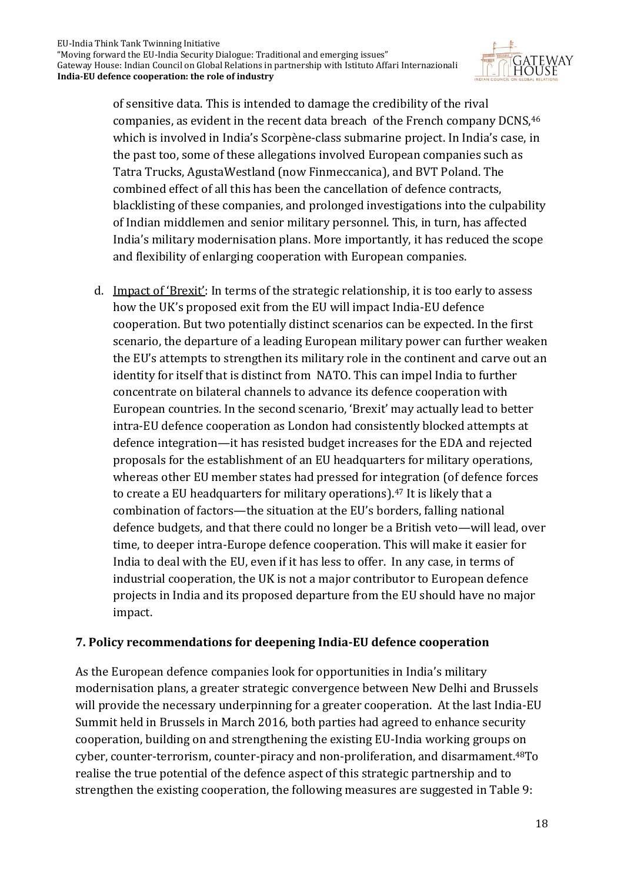of sensitive data. This is intended to damage the credibility of the rival companies, as evident in the recent data breach of the French company DCNS,[46] which is involved in India's Scorpène-class submarine project. In India's case, in the past too, some of these allegations involved European companies such as Tatra Trucks, AgustaWestland (now Finmeccanica), and BVT Poland. The combined effect of all this has been the cancellation of defence contracts, blacklisting of these companies, and prolonged investigations into the culpability of Indian middlemen and senior military personnel. This, in turn, has affected India's military modernisation plans. More importantly, it has reduced the scope and flexibility of enlarging cooperation with European companies.

d. Impact of 'Brexit': In terms of the strategic relationship, it is too early to assess how the UK's proposed exit from the EU will impact India-EU defence cooperation. But two potentially distinct scenarios can be expected. In the first scenario, the departure of a leading European military power can further weaken the EU's attempts to strengthen its military role in the continent and carve out an identity for itself that is distinct from NATO. This can impel India to further concentrate on bilateral channels to advance its defence cooperation with European countries. In the second scenario, 'Brexit' may actually lead to better intra-EU defence cooperation as London had consistently blocked attempts at defence integration—it has resisted budget increases for the EDA and rejected proposals for the establishment of an EU headquarters for military operations, whereas other EU member states had pressed for integration (of defence forces to create a EU headquarters for military operations).[47] It is likely that a combination of factors—the situation at the EU's borders, falling national defence budgets, and that there could no longer be a British veto—will lead, over time, to deeper intra-Europe defence cooperation. This will make it easier for India to deal with the EU, even if it has less to offer. In any case, in terms of industrial cooperation, the UK is not a major contributor to European defence projects in India and its proposed departure from the EU should have no major impact.

## 7. Policy recommendations for deepening India-EU defence cooperation

As the European defence companies look for opportunities in India's military modernisation plans, a greater strategic convergence between New Delhi and Brussels will provide the necessary underpinning for a greater cooperation. At the last India-EU Summit held in Brussels in March 2016, both parties had agreed to enhance security cooperation, building on and strengthening the existing EU-India working groups on cyber, counter-terrorism, counter-piracy and non-proliferation, and disarmament.[48] To realise the true potential of the defence aspect of this strategic partnership and to strengthen the existing cooperation, the following measures are suggested in Table 9: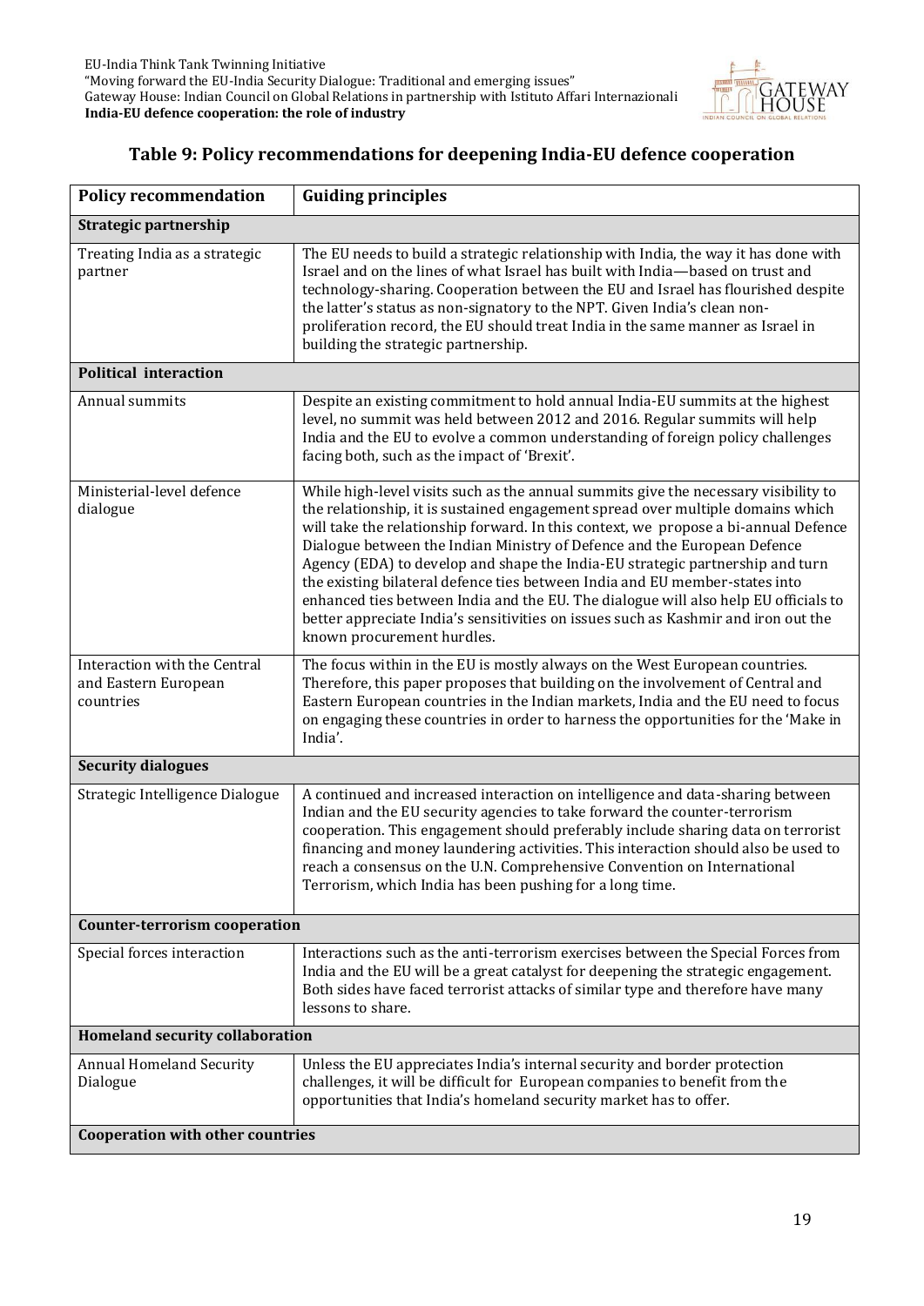## Table 9: Policy recommendations for deepening India-EU defence cooperation

| Policy recommendation | Guiding principles |
|---|---|
| **Strategic partnership** | |
| Treating India as a strategic partner | The EU needs to build a strategic relationship with India, the way it has done with Israel and on the lines of what Israel has built with India—based on trust and technology-sharing. Cooperation between the EU and Israel has flourished despite the latter's status as non-signatory to the NPT. Given India's clean non-proliferation record, the EU should treat India in the same manner as Israel in building the strategic partnership. |
| **Political interaction** | |
| Annual summits | Despite an existing commitment to hold annual India-EU summits at the highest level, no summit was held between 2012 and 2016. Regular summits will help India and the EU to evolve a common understanding of foreign policy challenges facing both, such as the impact of 'Brexit'. |
| Ministerial-level defence dialogue | While high-level visits such as the annual summits give the necessary visibility to the relationship, it is sustained engagement spread over multiple domains which will take the relationship forward. In this context, we propose a bi-annual Defence Dialogue between the Indian Ministry of Defence and the European Defence Agency (EDA) to develop and shape the India-EU strategic partnership and turn the existing bilateral defence ties between India and EU member-states into enhanced ties between India and the EU. The dialogue will also help EU officials to better appreciate India's sensitivities on issues such as Kashmir and iron out the known procurement hurdles. |
| Interaction with the Central and Eastern European countries | The focus within in the EU is mostly always on the West European countries. Therefore, this paper proposes that building on the involvement of Central and Eastern European countries in the Indian markets, India and the EU need to focus on engaging these countries in order to harness the opportunities for the 'Make in India'. |
| **Security dialogues** | |
| Strategic Intelligence Dialogue | A continued and increased interaction on intelligence and data-sharing between Indian and the EU security agencies to take forward the counter-terrorism cooperation. This engagement should preferably include sharing data on terrorist financing and money laundering activities. This interaction should also be used to reach a consensus on the U.N. Comprehensive Convention on International Terrorism, which India has been pushing for a long time. |
| **Counter-terrorism cooperation** | |
| Special forces interaction | Interactions such as the anti-terrorism exercises between the Special Forces from India and the EU will be a great catalyst for deepening the strategic engagement. Both sides have faced terrorist attacks of similar type and therefore have many lessons to share. |
| **Homeland security collaboration** | |
| Annual Homeland Security Dialogue | Unless the EU appreciates India's internal security and border protection challenges, it will be difficult for European companies to benefit from the opportunities that India's homeland security market has to offer. |
| **Cooperation with other countries** | |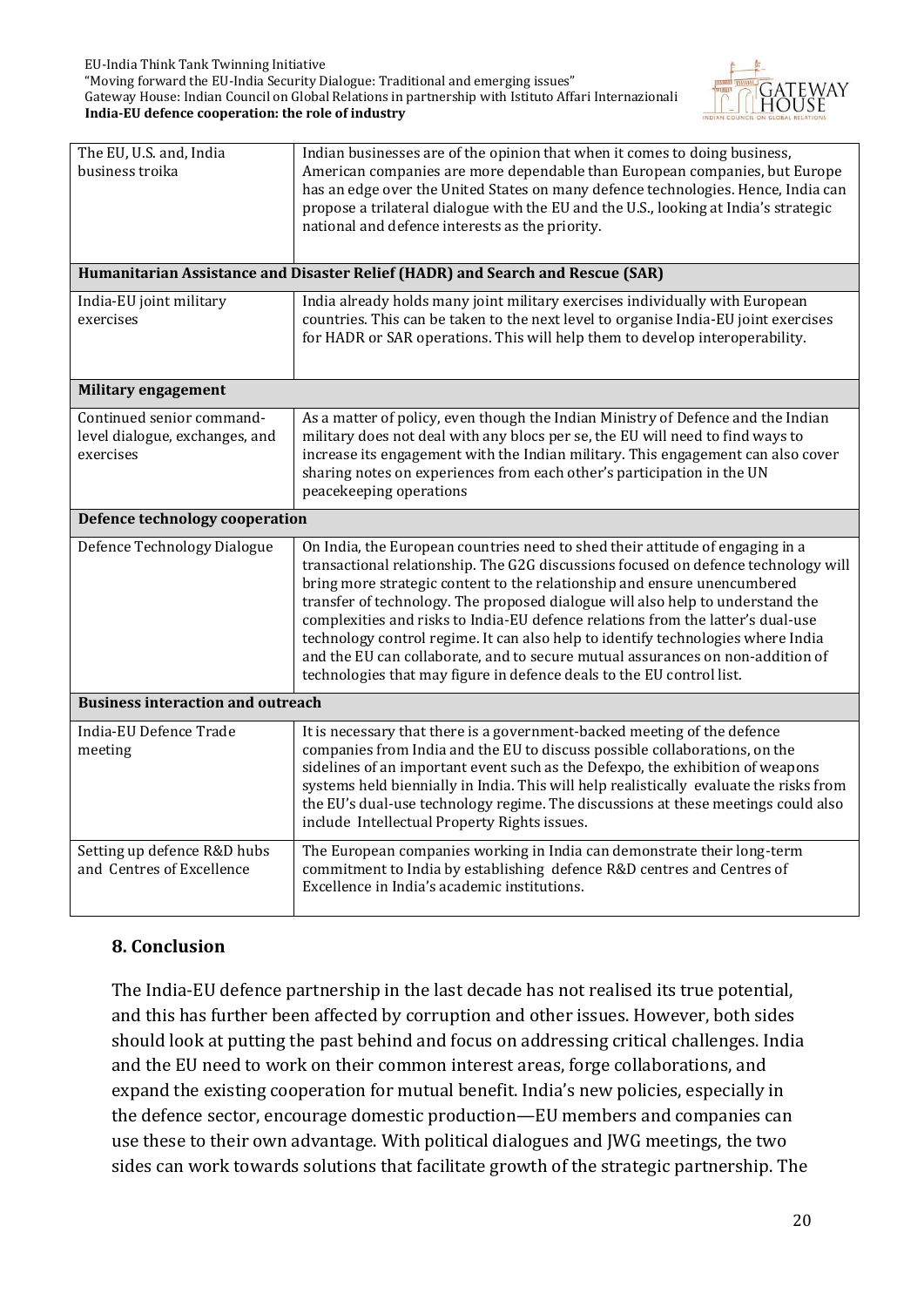| | |
|---|---|
| The EU, U.S. and, India business troika | Indian businesses are of the opinion that when it comes to doing business, American companies are more dependable than European companies, but Europe has an edge over the United States on many defence technologies. Hence, India can propose a trilateral dialogue with the EU and the U.S., looking at India's strategic national and defence interests as the priority. |
| **Humanitarian Assistance and Disaster Relief (HADR) and Search and Rescue (SAR)** | |
| India-EU joint military exercises | India already holds many joint military exercises individually with European countries. This can be taken to the next level to organise India-EU joint exercises for HADR or SAR operations. This will help them to develop interoperability. |
| **Military engagement** | |
| Continued senior command-level dialogue, exchanges, and exercises | As a matter of policy, even though the Indian Ministry of Defence and the Indian military does not deal with any blocs per se, the EU will need to find ways to increase its engagement with the Indian military. This engagement can also cover sharing notes on experiences from each other's participation in the UN peacekeeping operations |
| **Defence technology cooperation** | |
| Defence Technology Dialogue | On India, the European countries need to shed their attitude of engaging in a transactional relationship. The G2G discussions focused on defence technology will bring more strategic content to the relationship and ensure unencumbered transfer of technology. The proposed dialogue will also help to understand the complexities and risks to India-EU defence relations from the latter's dual-use technology control regime. It can also help to identify technologies where India and the EU can collaborate, and to secure mutual assurances on non-addition of technologies that may figure in defence deals to the EU control list. |
| **Business interaction and outreach** | |
| India-EU Defence Trade meeting | It is necessary that there is a government-backed meeting of the defence companies from India and the EU to discuss possible collaborations, on the sidelines of an important event such as the Defexpo, the exhibition of weapons systems held biennially in India. This will help realistically evaluate the risks from the EU's dual-use technology regime. The discussions at these meetings could also include Intellectual Property Rights issues. |
| Setting up defence R&D hubs and Centres of Excellence | The European companies working in India can demonstrate their long-term commitment to India by establishing defence R&D centres and Centres of Excellence in India's academic institutions. |

## 8. Conclusion

The India-EU defence partnership in the last decade has not realised its true potential, and this has further been affected by corruption and other issues. However, both sides should look at putting the past behind and focus on addressing critical challenges. India and the EU need to work on their common interest areas, forge collaborations, and expand the existing cooperation for mutual benefit. India's new policies, especially in the defence sector, encourage domestic production—EU members and companies can use these to their own advantage. With political dialogues and JWG meetings, the two sides can work towards solutions that facilitate growth of the strategic partnership. The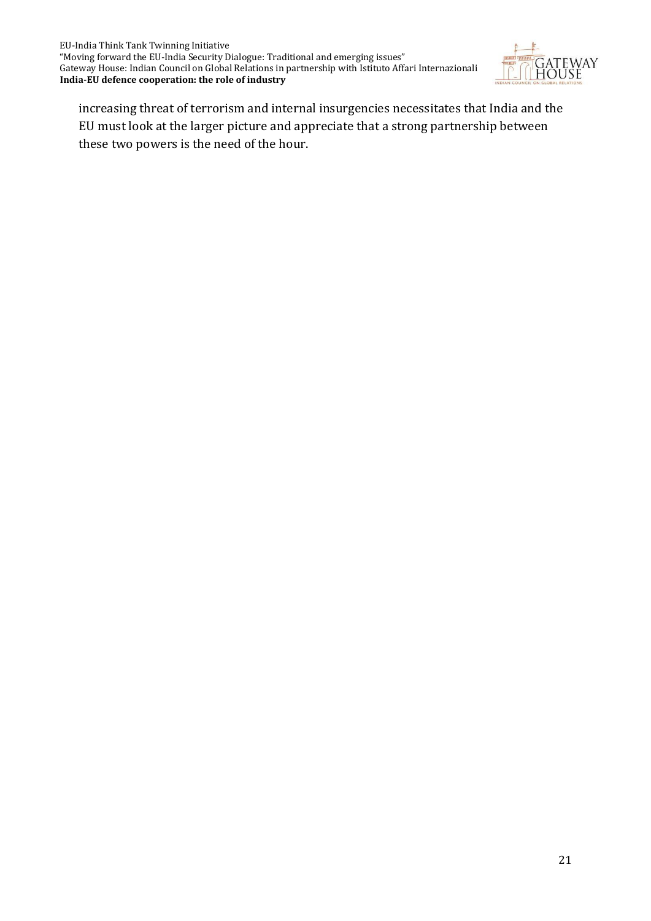increasing threat of terrorism and internal insurgencies necessitates that India and the EU must look at the larger picture and appreciate that a strong partnership between these two powers is the need of the hour.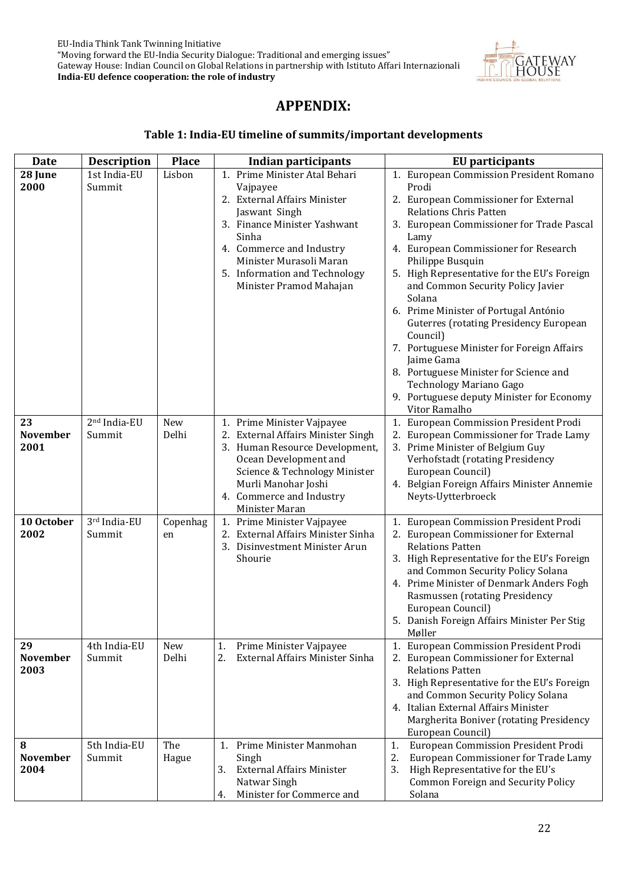# APPENDIX:

### Table 1: India-EU timeline of summits/important developments

| Date | Description | Place | Indian participants | EU participants |
|---|---|---|---|---|
| **28 June 2000** | 1st India-EU Summit | Lisbon | 1. Prime Minister Atal Behari Vajpayee<br>2. External Affairs Minister Jaswant Singh<br>3. Finance Minister Yashwant Sinha<br>4. Commerce and Industry Minister Murasoli Maran<br>5. Information and Technology Minister Pramod Mahajan | 1. European Commission President Romano Prodi<br>2. European Commissioner for External Relations Chris Patten<br>3. European Commissioner for Trade Pascal Lamy<br>4. European Commissioner for Research Philippe Busquin<br>5. High Representative for the EU's Foreign and Common Security Policy Javier Solana<br>6. Prime Minister of Portugal António Guterres (rotating Presidency European Council)<br>7. Portuguese Minister for Foreign Affairs Jaime Gama<br>8. Portuguese Minister for Science and Technology Mariano Gago<br>9. Portuguese deputy Minister for Economy Vitor Ramalho |
| **23 November 2001** | 2nd India-EU Summit | New Delhi | 1. Prime Minister Vajpayee<br>2. External Affairs Minister Singh<br>3. Human Resource Development, Ocean Development and Science & Technology Minister Murli Manohar Joshi<br>4. Commerce and Industry Minister Maran | 1. European Commission President Prodi<br>2. European Commissioner for Trade Lamy<br>3. Prime Minister of Belgium Guy Verhofstadt (rotating Presidency European Council)<br>4. Belgian Foreign Affairs Minister Annemie Neyts-Uytterbroeck |
| **10 October 2002** | 3rd India-EU Summit | Copenhagen | 1. Prime Minister Vajpayee<br>2. External Affairs Minister Sinha<br>3. Disinvestment Minister Arun Shourie | 1. European Commission President Prodi<br>2. European Commissioner for External Relations Patten<br>3. High Representative for the EU's Foreign and Common Security Policy Solana<br>4. Prime Minister of Denmark Anders Fogh Rasmussen (rotating Presidency European Council)<br>5. Danish Foreign Affairs Minister Per Stig Møller |
| **29 November 2003** | 4th India-EU Summit | New Delhi | 1. Prime Minister Vajpayee<br>2. External Affairs Minister Sinha | 1. European Commission President Prodi<br>2. European Commissioner for External Relations Patten<br>3. High Representative for the EU's Foreign and Common Security Policy Solana<br>4. Italian External Affairs Minister Margherita Boniver (rotating Presidency European Council) |
| **8 November 2004** | 5th India-EU Summit | The Hague | 1. Prime Minister Manmohan Singh<br>3. External Affairs Minister Natwar Singh<br>4. Minister for Commerce and | 1. European Commission President Prodi<br>2. European Commissioner for Trade Lamy<br>3. High Representative for the EU's Common Foreign and Security Policy Solana |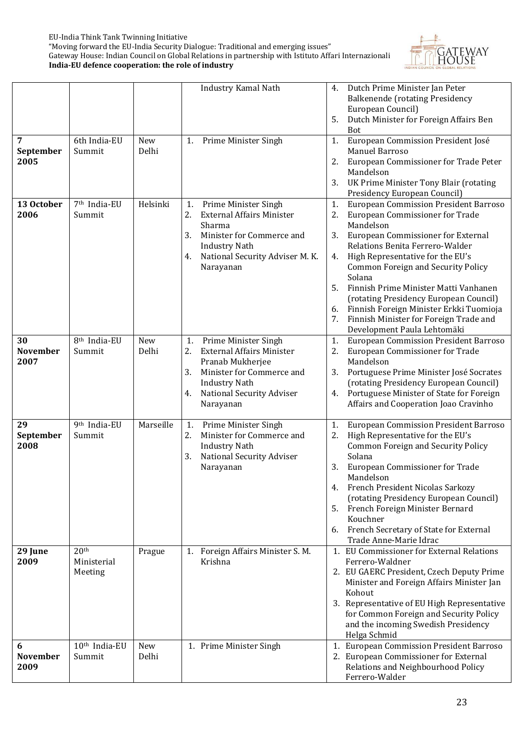| | | | | |
|---|---|---|---|---|
| | | | Industry Kamal Nath | 4. Dutch Prime Minister Jan Peter Balkenende (rotating Presidency European Council)<br>5. Dutch Minister for Foreign Affairs Ben Bot |
| **7 September 2005** | 6th India-EU Summit | New Delhi | 1. Prime Minister Singh | 1. European Commission President José Manuel Barroso<br>2. European Commissioner for Trade Peter Mandelson<br>3. UK Prime Minister Tony Blair (rotating Presidency European Council) |
| **13 October 2006** | 7th India-EU Summit | Helsinki | 1. Prime Minister Singh<br>2. External Affairs Minister Sharma<br>3. Minister for Commerce and Industry Nath<br>4. National Security Adviser M. K. Narayanan | 1. European Commission President Barroso<br>2. European Commissioner for Trade Mandelson<br>3. European Commissioner for External Relations Benita Ferrero-Walder<br>4. High Representative for the EU's Common Foreign and Security Policy Solana<br>5. Finnish Prime Minister Matti Vanhanen (rotating Presidency European Council)<br>6. Finnish Foreign Minister Erkki Tuomioja<br>7. Finnish Minister for Foreign Trade and Development Paula Lehtomäki |
| **30 November 2007** | 8th India-EU Summit | New Delhi | 1. Prime Minister Singh<br>2. External Affairs Minister Pranab Mukherjee<br>3. Minister for Commerce and Industry Nath<br>4. National Security Adviser Narayanan | 1. European Commission President Barroso<br>2. European Commissioner for Trade Mandelson<br>3. Portuguese Prime Minister José Socrates (rotating Presidency European Council)<br>4. Portuguese Minister of State for Foreign Affairs and Cooperation Joao Cravinho |
| **29 September 2008** | 9th India-EU Summit | Marseille | 1. Prime Minister Singh<br>2. Minister for Commerce and Industry Nath<br>3. National Security Adviser Narayanan | 1. European Commission President Barroso<br>2. High Representative for the EU's Common Foreign and Security Policy Solana<br>3. European Commissioner for Trade Mandelson<br>4. French President Nicolas Sarkozy (rotating Presidency European Council)<br>5. French Foreign Minister Bernard Kouchner<br>6. French Secretary of State for External Trade Anne-Marie Idrac |
| **29 June 2009** | 20th Ministerial Meeting | Prague | 1. Foreign Affairs Minister S. M. Krishna | 1. EU Commissioner for External Relations Ferrero-Waldner<br>2. EU GAERC President, Czech Deputy Prime Minister and Foreign Affairs Minister Jan Kohout<br>3. Representative of EU High Representative for Common Foreign and Security Policy and the incoming Swedish Presidency Helga Schmid |
| **6 November 2009** | 10th India-EU Summit | New Delhi | 1. Prime Minister Singh | 1. European Commission President Barroso<br>2. European Commissioner for External Relations and Neighbourhood Policy Ferrero-Walder |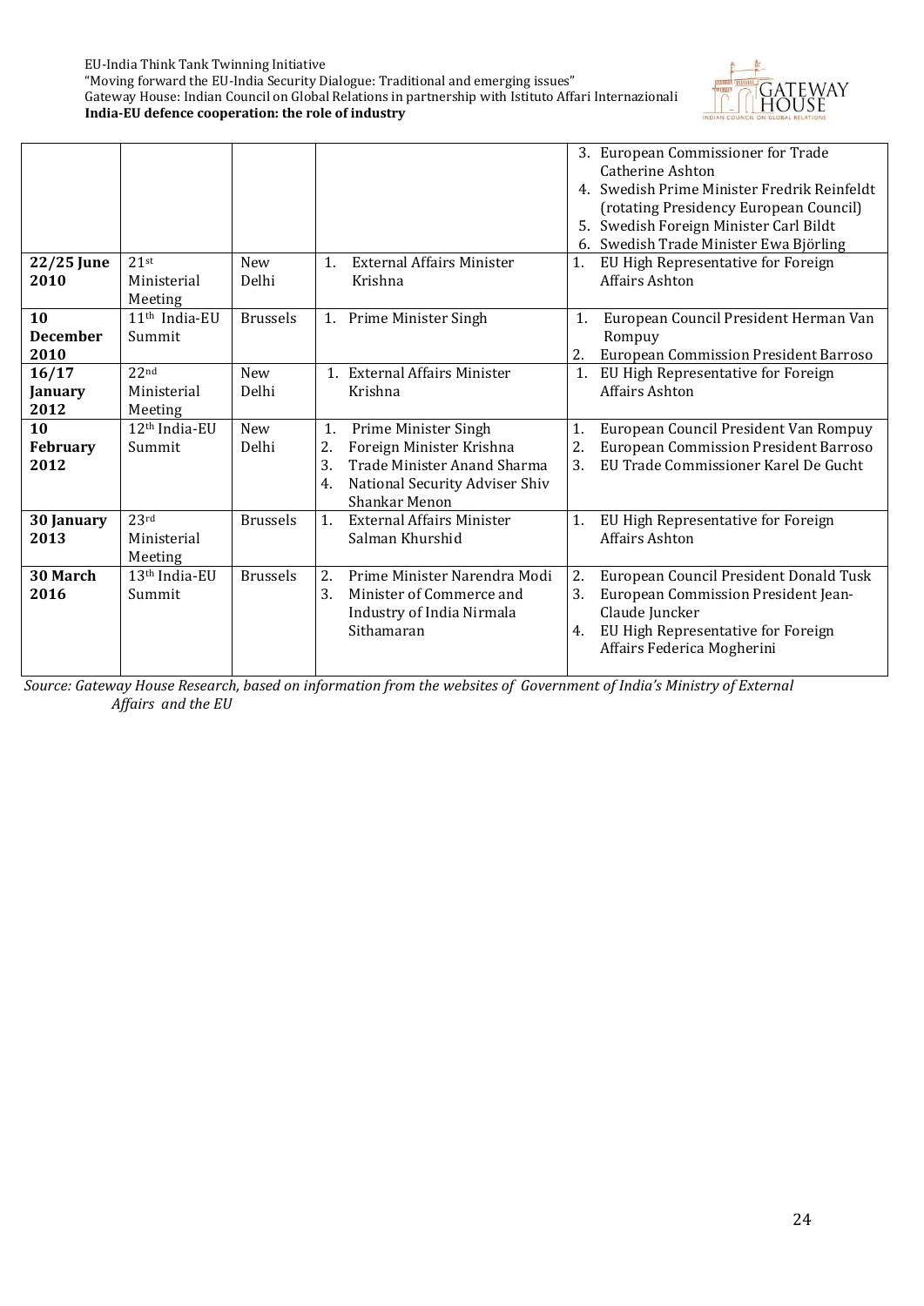| | | | | 3. European Commissioner for Trade Catherine Ashton<br>4. Swedish Prime Minister Fredrik Reinfeldt (rotating Presidency European Council)<br>5. Swedish Foreign Minister Carl Bildt<br>6. Swedish Trade Minister Ewa Björling |
|---|---|---|---|---|
| **22/25 June 2010** | 21st Ministerial Meeting | New Delhi | 1. External Affairs Minister Krishna | 1. EU High Representative for Foreign Affairs Ashton |
| **10 December 2010** | 11th India-EU Summit | Brussels | 1. Prime Minister Singh | 1. European Council President Herman Van Rompuy<br>2. European Commission President Barroso |
| **16/17 January 2012** | 22nd Ministerial Meeting | New Delhi | 1. External Affairs Minister Krishna | 1. EU High Representative for Foreign Affairs Ashton |
| **10 February 2012** | 12th India-EU Summit | New Delhi | 1. Prime Minister Singh<br>2. Foreign Minister Krishna<br>3. Trade Minister Anand Sharma<br>4. National Security Adviser Shiv Shankar Menon | 1. European Council President Van Rompuy<br>2. European Commission President Barroso<br>3. EU Trade Commissioner Karel De Gucht |
| **30 January 2013** | 23rd Ministerial Meeting | Brussels | 1. External Affairs Minister Salman Khurshid | 1. EU High Representative for Foreign Affairs Ashton |
| **30 March 2016** | 13th India-EU Summit | Brussels | 2. Prime Minister Narendra Modi<br>3. Minister of Commerce and Industry of India Nirmala Sithamaran | 2. European Council President Donald Tusk<br>3. European Commission President Jean-Claude Juncker<br>4. EU High Representative for Foreign Affairs Federica Mogherini |

*Source: Gateway House Research, based on information from the websites of Government of India's Ministry of External Affairs and the EU*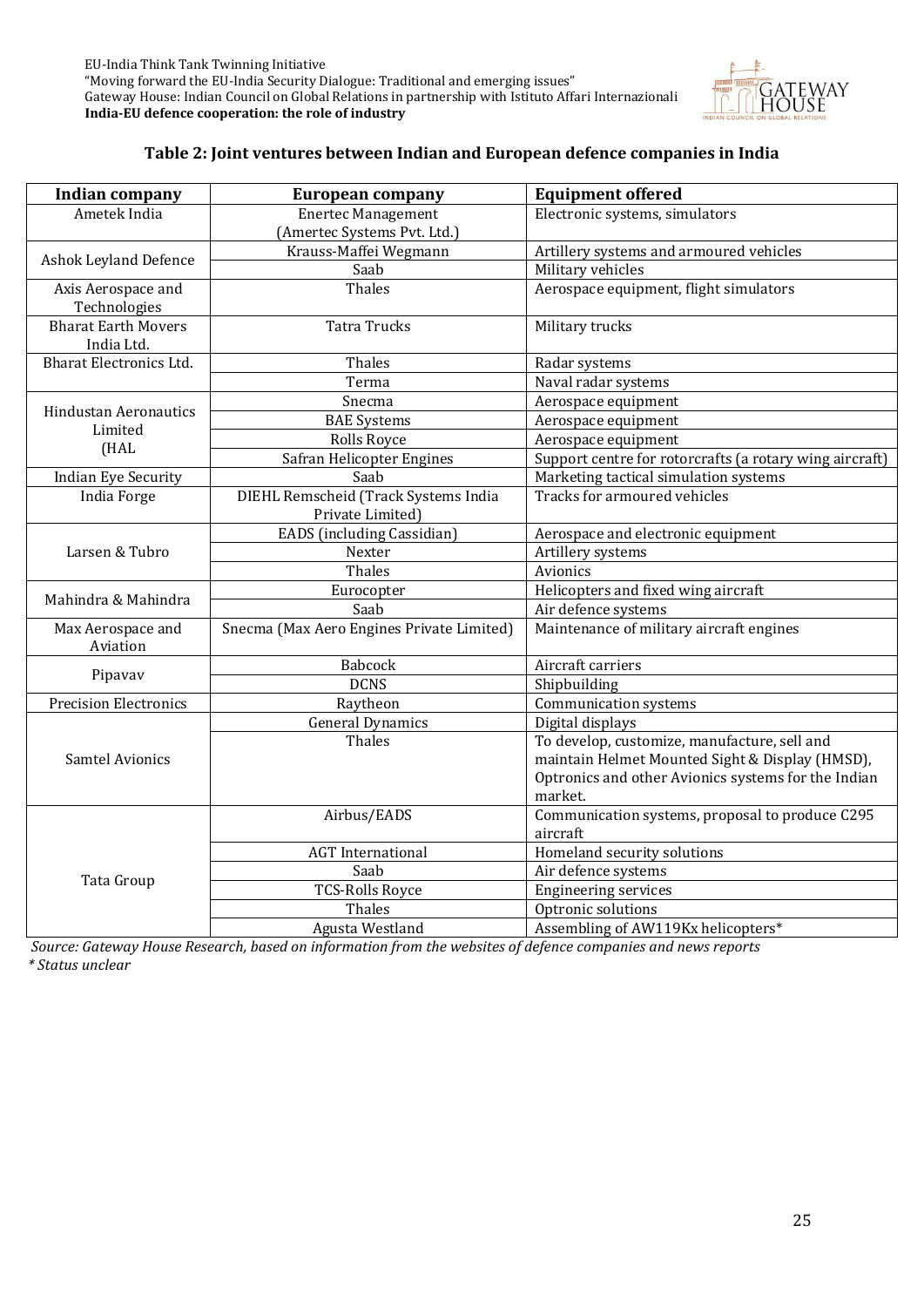### Table 2: Joint ventures between Indian and European defence companies in India

| Indian company | European company | Equipment offered |
|---|---|---|
| Ametek India | Enertec Management (Amertec Systems Pvt. Ltd.) | Electronic systems, simulators |
| Ashok Leyland Defence | Krauss-Maffei Wegmann | Artillery systems and armoured vehicles |
| | Saab | Military vehicles |
| Axis Aerospace and Technologies | Thales | Aerospace equipment, flight simulators |
| Bharat Earth Movers India Ltd. | Tatra Trucks | Military trucks |
| Bharat Electronics Ltd. | Thales | Radar systems |
| | Terma | Naval radar systems |
| Hindustan Aeronautics Limited (HAL | Snecma | Aerospace equipment |
| | BAE Systems | Aerospace equipment |
| | Rolls Royce | Aerospace equipment |
| | Safran Helicopter Engines | Support centre for rotorcrafts (a rotary wing aircraft) |
| Indian Eye Security | Saab | Marketing tactical simulation systems |
| India Forge | DIEHL Remscheid (Track Systems India Private Limited) | Tracks for armoured vehicles |
| Larsen & Tubro | EADS (including Cassidian) | Aerospace and electronic equipment |
| | Nexter | Artillery systems |
| | Thales | Avionics |
| Mahindra & Mahindra | Eurocopter | Helicopters and fixed wing aircraft |
| | Saab | Air defence systems |
| Max Aerospace and Aviation | Snecma (Max Aero Engines Private Limited) | Maintenance of military aircraft engines |
| Pipavav | Babcock | Aircraft carriers |
| | DCNS | Shipbuilding |
| Precision Electronics | Raytheon | Communication systems |
| Samtel Avionics | General Dynamics | Digital displays |
| | Thales | To develop, customize, manufacture, sell and maintain Helmet Mounted Sight & Display (HMSD), Optronics and other Avionics systems for the Indian market. |
| Tata Group | Airbus/EADS | Communication systems, proposal to produce C295 aircraft |
| | AGT International | Homeland security solutions |
| | Saab | Air defence systems |
| | TCS-Rolls Royce | Engineering services |
| | Thales | Optronic solutions |
| | Agusta Westland | Assembling of AW119Kx helicopters* |

*Source: Gateway House Research, based on information from the websites of defence companies and news reports*

*\* Status unclear*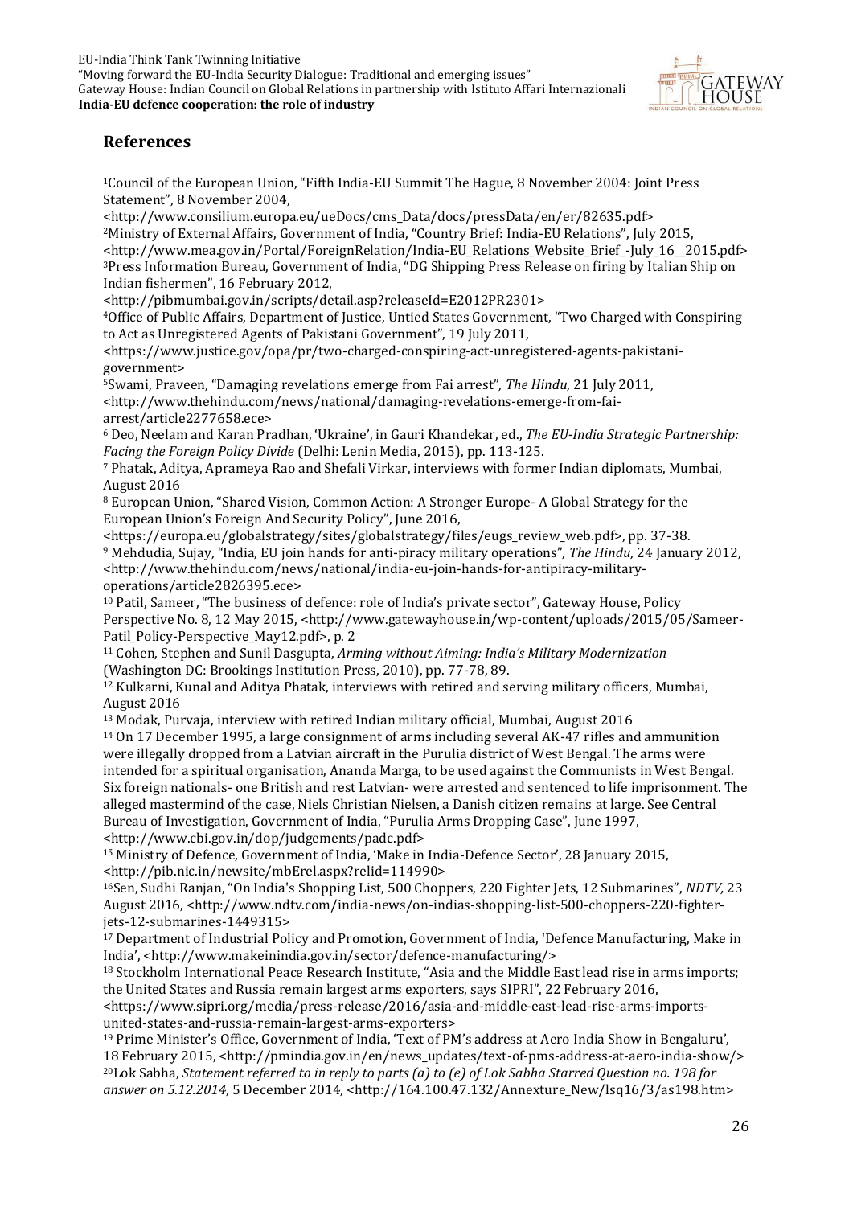## References

[1]Council of the European Union, "Fifth India-EU Summit The Hague, 8 November 2004: Joint Press Statement", 8 November 2004, <http://www.consilium.europa.eu/ueDocs/cms_Data/docs/pressData/en/er/82635.pdf>

[2]Ministry of External Affairs, Government of India, "Country Brief: India-EU Relations", July 2015, <http://www.mea.gov.in/Portal/ForeignRelation/India-EU_Relations_Website_Brief_-July_16__2015.pdf>

[3]Press Information Bureau, Government of India, "DG Shipping Press Release on firing by Italian Ship on Indian fishermen", 16 February 2012, <http://pibmumbai.gov.in/scripts/detail.asp?releaseId=E2012PR2301>

[4]Office of Public Affairs, Department of Justice, Untied States Government, "Two Charged with Conspiring to Act as Unregistered Agents of Pakistani Government", 19 July 2011, <https://www.justice.gov/opa/pr/two-charged-conspiring-act-unregistered-agents-pakistani-government>

[5]Swami, Praveen, "Damaging revelations emerge from Fai arrest", *The Hindu*, 21 July 2011, <http://www.thehindu.com/news/national/damaging-revelations-emerge-from-fai-arrest/article2277658.ece>

[6] Deo, Neelam and Karan Pradhan, 'Ukraine', in Gauri Khandekar, ed., *The EU-India Strategic Partnership: Facing the Foreign Policy Divide* (Delhi: Lenin Media, 2015), pp. 113-125.

[7] Phatak, Aditya, Aprameya Rao and Shefali Virkar, interviews with former Indian diplomats, Mumbai, August 2016

[8] European Union, "Shared Vision, Common Action: A Stronger Europe- A Global Strategy for the European Union's Foreign And Security Policy", June 2016, <https://europa.eu/globalstrategy/sites/globalstrategy/files/eugs_review_web.pdf>, pp. 37-38.

[9] Mehdudia, Sujay, "India, EU join hands for anti-piracy military operations", *The Hindu*, 24 January 2012, <http://www.thehindu.com/news/national/india-eu-join-hands-for-antipiracy-military-operations/article2826395.ece>

[10] Patil, Sameer, "The business of defence: role of India's private sector", Gateway House, Policy Perspective No. 8, 12 May 2015, <http://www.gatewayhouse.in/wp-content/uploads/2015/05/Sameer-Patil_Policy-Perspective_May12.pdf>, p. 2

[11] Cohen, Stephen and Sunil Dasgupta, *Arming without Aiming: India's Military Modernization* (Washington DC: Brookings Institution Press, 2010), pp. 77-78, 89.

[12] Kulkarni, Kunal and Aditya Phatak, interviews with retired and serving military officers, Mumbai, August 2016

[13] Modak, Purvaja, interview with retired Indian military official, Mumbai, August 2016

[14] On 17 December 1995, a large consignment of arms including several AK-47 rifles and ammunition were illegally dropped from a Latvian aircraft in the Purulia district of West Bengal. The arms were intended for a spiritual organisation, Ananda Marga, to be used against the Communists in West Bengal. Six foreign nationals- one British and rest Latvian- were arrested and sentenced to life imprisonment. The alleged mastermind of the case, Niels Christian Nielsen, a Danish citizen remains at large. See Central Bureau of Investigation, Government of India, "Purulia Arms Dropping Case", June 1997, <http://www.cbi.gov.in/dop/judgements/padc.pdf>

[15] Ministry of Defence, Government of India, 'Make in India-Defence Sector', 28 January 2015, <http://pib.nic.in/newsite/mbErel.aspx?relid=114990>

[16]Sen, Sudhi Ranjan, "On India's Shopping List, 500 Choppers, 220 Fighter Jets, 12 Submarines", *NDTV,* 23 August 2016, <http://www.ndtv.com/india-news/on-indias-shopping-list-500-choppers-220-fighter-jets-12-submarines-1449315>

[17] Department of Industrial Policy and Promotion, Government of India, 'Defence Manufacturing, Make in India', <http://www.makeinindia.gov.in/sector/defence-manufacturing/>

[18] Stockholm International Peace Research Institute, "Asia and the Middle East lead rise in arms imports; the United States and Russia remain largest arms exporters, says SIPRI", 22 February 2016, <https://www.sipri.org/media/press-release/2016/asia-and-middle-east-lead-rise-arms-imports-united-states-and-russia-remain-largest-arms-exporters>

[19] Prime Minister's Office, Government of India, 'Text of PM's address at Aero India Show in Bengaluru', 18 February 2015, <http://pmindia.gov.in/en/news_updates/text-of-pms-address-at-aero-india-show/>

[20]Lok Sabha, *Statement referred to in reply to parts (a) to (e) of Lok Sabha Starred Question no. 198 for answer on 5.12.2014*, 5 December 2014, <http://164.100.47.132/Annexture_New/lsq16/3/as198.htm>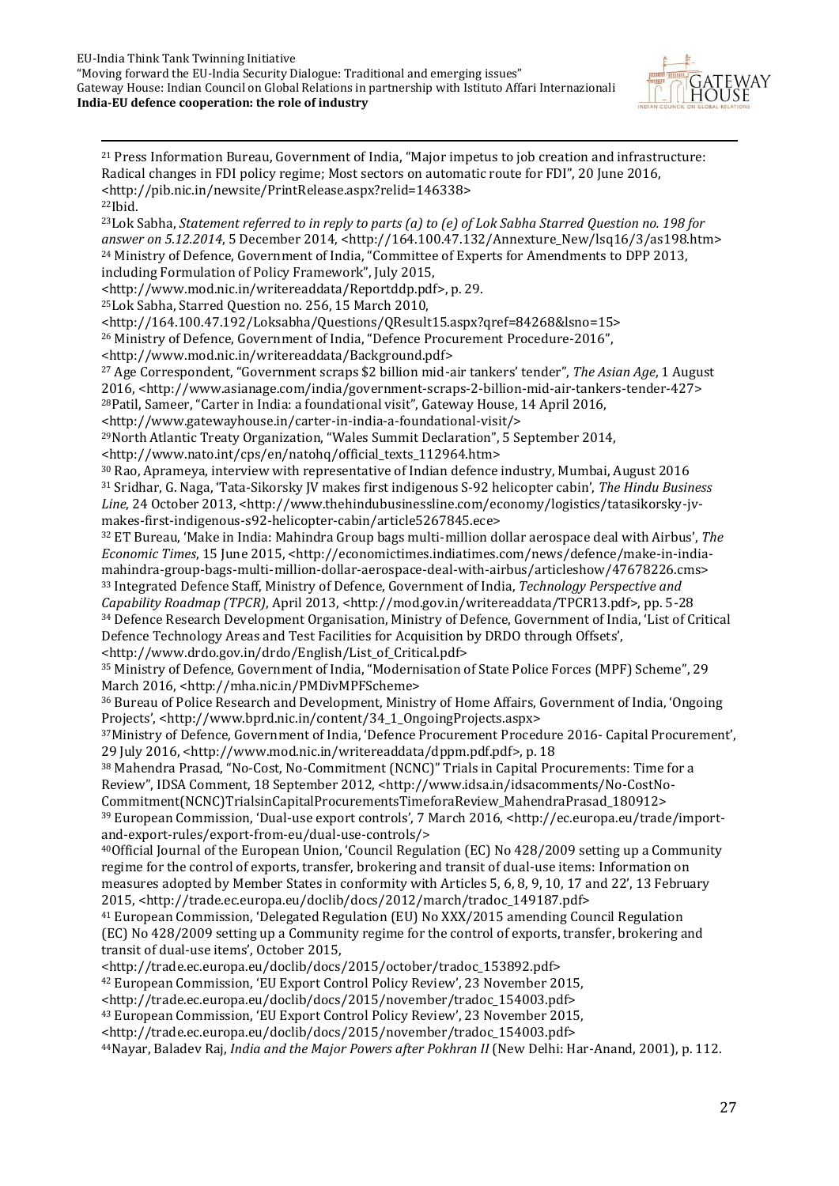[21] Press Information Bureau, Government of India, "Major impetus to job creation and infrastructure: Radical changes in FDI policy regime; Most sectors on automatic route for FDI", 20 June 2016, <http://pib.nic.in/newsite/PrintRelease.aspx?relid=146338>

[22] Ibid.

[23] Lok Sabha, *Statement referred to in reply to parts (a) to (e) of Lok Sabha Starred Question no. 198 for answer on 5.12.2014*, 5 December 2014, <http://164.100.47.132/Annexture_New/lsq16/3/as198.htm>

[24] Ministry of Defence, Government of India, "Committee of Experts for Amendments to DPP 2013, including Formulation of Policy Framework", July 2015, <http://www.mod.nic.in/writereaddata/Reportddp.pdf>, p. 29.

[25] Lok Sabha, Starred Question no. 256, 15 March 2010, <http://164.100.47.192/Loksabha/Questions/QResult15.aspx?qref=84268&lsno=15>

[26] Ministry of Defence, Government of India, "Defence Procurement Procedure-2016", <http://www.mod.nic.in/writereaddata/Background.pdf>

[27] Age Correspondent, "Government scraps $2 billion mid-air tankers' tender", *The Asian Age*, 1 August 2016, <http://www.asianage.com/india/government-scraps-2-billion-mid-air-tankers-tender-427>

[28] Patil, Sameer, "Carter in India: a foundational visit", Gateway House, 14 April 2016, <http://www.gatewayhouse.in/carter-in-india-a-foundational-visit/>

[29] North Atlantic Treaty Organization, "Wales Summit Declaration", 5 September 2014, <http://www.nato.int/cps/en/natohq/official_texts_112964.htm>

[30] Rao, Aprameya, interview with representative of Indian defence industry, Mumbai, August 2016

[31] Sridhar, G. Naga, 'Tata-Sikorsky JV makes first indigenous S-92 helicopter cabin', *The Hindu Business Line*, 24 October 2013, <http://www.thehindubusinessline.com/economy/logistics/tatasikorsky-jv-makes-first-indigenous-s92-helicopter-cabin/article5267845.ece>

[32] ET Bureau, 'Make in India: Mahindra Group bags multi-million dollar aerospace deal with Airbus', *The Economic Times*, 15 June 2015, <http://economictimes.indiatimes.com/news/defence/make-in-india-mahindra-group-bags-multi-million-dollar-aerospace-deal-with-airbus/articleshow/47678226.cms>

[33] Integrated Defence Staff, Ministry of Defence, Government of India, *Technology Perspective and Capability Roadmap (TPCR)*, April 2013, <http://mod.gov.in/writereaddata/TPCR13.pdf>, pp. 5-28

[34] Defence Research Development Organisation, Ministry of Defence, Government of India, 'List of Critical Defence Technology Areas and Test Facilities for Acquisition by DRDO through Offsets', <http://www.drdo.gov.in/drdo/English/List_of_Critical.pdf>

[35] Ministry of Defence, Government of India, "Modernisation of State Police Forces (MPF) Scheme", 29 March 2016, <http://mha.nic.in/PMDivMPFScheme>

[36] Bureau of Police Research and Development, Ministry of Home Affairs, Government of India, 'Ongoing Projects', <http://www.bprd.nic.in/content/34_1_OngoingProjects.aspx>

[37] Ministry of Defence, Government of India, 'Defence Procurement Procedure 2016- Capital Procurement', 29 July 2016, <http://www.mod.nic.in/writereaddata/dppm.pdf.pdf>, p. 18

[38] Mahendra Prasad, "No-Cost, No-Commitment (NCNC)" Trials in Capital Procurements: Time for a Review", IDSA Comment, 18 September 2012, <http://www.idsa.in/idsacomments/No-CostNo-Commitment(NCNC)TrialsinCapitalProcurementsTimeforaReview_MahendraPrasad_180912>

[39] European Commission, 'Dual-use export controls', 7 March 2016, <http://ec.europa.eu/trade/import-and-export-rules/export-from-eu/dual-use-controls/>

[40] Official Journal of the European Union, 'Council Regulation (EC) No 428/2009 setting up a Community regime for the control of exports, transfer, brokering and transit of dual-use items: Information on measures adopted by Member States in conformity with Articles 5, 6, 8, 9, 10, 17 and 22', 13 February 2015, <http://trade.ec.europa.eu/doclib/docs/2012/march/tradoc_149187.pdf>

[41] European Commission, 'Delegated Regulation (EU) No XXX/2015 amending Council Regulation (EC) No 428/2009 setting up a Community regime for the control of exports, transfer, brokering and transit of dual-use items', October 2015, <http://trade.ec.europa.eu/doclib/docs/2015/october/tradoc_153892.pdf>

[42] European Commission, 'EU Export Control Policy Review', 23 November 2015, <http://trade.ec.europa.eu/doclib/docs/2015/november/tradoc_154003.pdf>

[43] European Commission, 'EU Export Control Policy Review', 23 November 2015, <http://trade.ec.europa.eu/doclib/docs/2015/november/tradoc_154003.pdf>

[44] Nayar, Baladev Raj, *India and the Major Powers after Pokhran II* (New Delhi: Har-Anand, 2001), p. 112.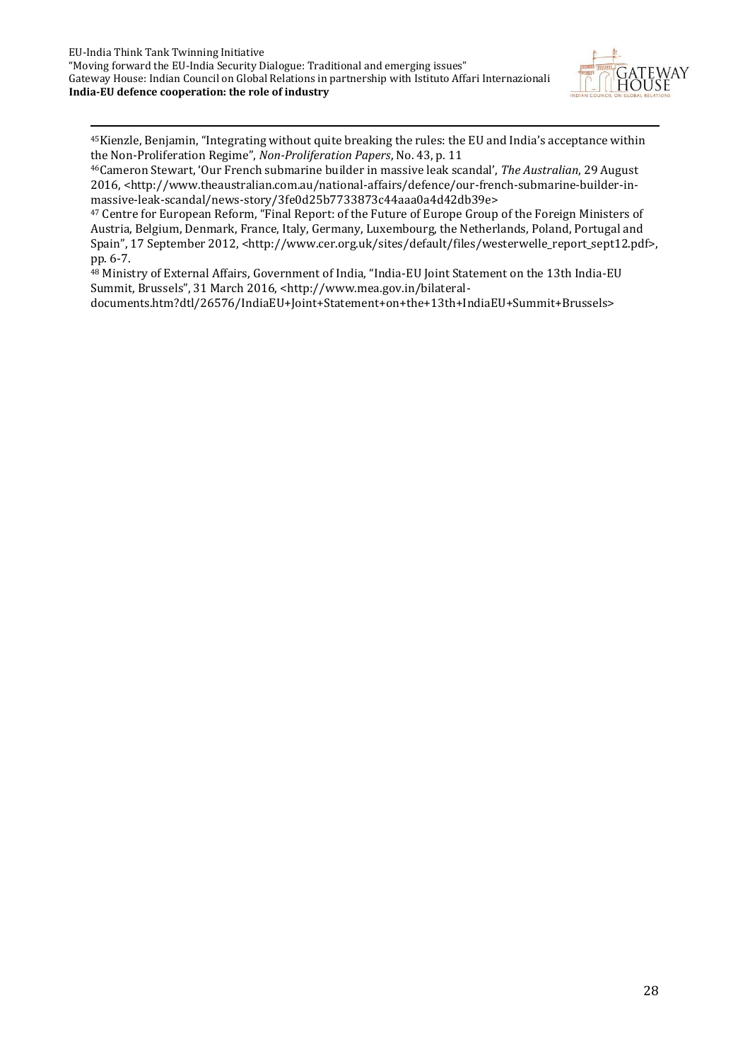[45] Kienzle, Benjamin, "Integrating without quite breaking the rules: the EU and India's acceptance within the Non-Proliferation Regime", *Non-Proliferation Papers*, No. 43, p. 11

[46] Cameron Stewart, 'Our French submarine builder in massive leak scandal', *The Australian*, 29 August 2016, <http://www.theaustralian.com.au/national-affairs/defence/our-french-submarine-builder-in-massive-leak-scandal/news-story/3fe0d25b7733873c44aaa0a4d42db39e>

[47] Centre for European Reform, "Final Report: of the Future of Europe Group of the Foreign Ministers of Austria, Belgium, Denmark, France, Italy, Germany, Luxembourg, the Netherlands, Poland, Portugal and Spain", 17 September 2012, <http://www.cer.org.uk/sites/default/files/westerwelle_report_sept12.pdf>, pp. 6-7.

[48] Ministry of External Affairs, Government of India, "India-EU Joint Statement on the 13th India-EU Summit, Brussels", 31 March 2016, <http://www.mea.gov.in/bilateral-documents.htm?dtl/26576/IndiaEU+Joint+Statement+on+the+13th+IndiaEU+Summit+Brussels>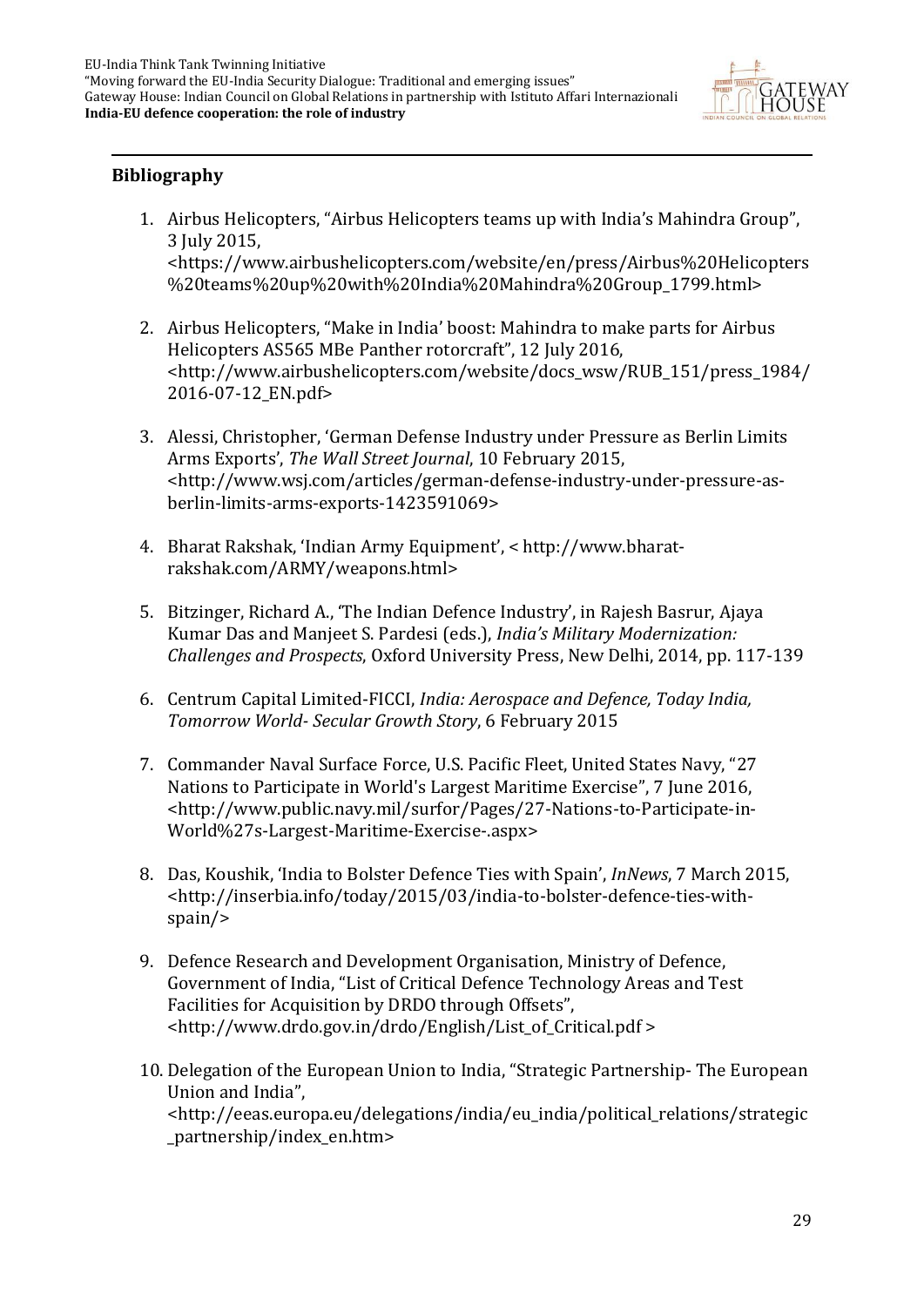## Bibliography

1. Airbus Helicopters, "Airbus Helicopters teams up with India's Mahindra Group", 3 July 2015, <https://www.airbushelicopters.com/website/en/press/Airbus%20Helicopters%20teams%20up%20with%20India%20Mahindra%20Group_1799.html>

2. Airbus Helicopters, "Make in India' boost: Mahindra to make parts for Airbus Helicopters AS565 MBe Panther rotorcraft", 12 July 2016, <http://www.airbushelicopters.com/website/docs_wsw/RUB_151/press_1984/2016-07-12_EN.pdf>

3. Alessi, Christopher, 'German Defense Industry under Pressure as Berlin Limits Arms Exports', *The Wall Street Journal*, 10 February 2015, <http://www.wsj.com/articles/german-defense-industry-under-pressure-as-berlin-limits-arms-exports-1423591069>

4. Bharat Rakshak, 'Indian Army Equipment', < http://www.bharat-rakshak.com/ARMY/weapons.html>

5. Bitzinger, Richard A., 'The Indian Defence Industry', in Rajesh Basrur, Ajaya Kumar Das and Manjeet S. Pardesi (eds.), *India's Military Modernization: Challenges and Prospects*, Oxford University Press, New Delhi, 2014, pp. 117-139

6. Centrum Capital Limited-FICCI, *India: Aerospace and Defence, Today India, Tomorrow World- Secular Growth Story*, 6 February 2015

7. Commander Naval Surface Force, U.S. Pacific Fleet, United States Navy, "27 Nations to Participate in World's Largest Maritime Exercise", 7 June 2016, <http://www.public.navy.mil/surfor/Pages/27-Nations-to-Participate-in-World%27s-Largest-Maritime-Exercise-.aspx>

8. Das, Koushik, 'India to Bolster Defence Ties with Spain', *InNews*, 7 March 2015, <http://inserbia.info/today/2015/03/india-to-bolster-defence-ties-with-spain/>

9. Defence Research and Development Organisation, Ministry of Defence, Government of India, "List of Critical Defence Technology Areas and Test Facilities for Acquisition by DRDO through Offsets", <http://www.drdo.gov.in/drdo/English/List_of_Critical.pdf >

10. Delegation of the European Union to India, "Strategic Partnership- The European Union and India", <http://eeas.europa.eu/delegations/india/eu_india/political_relations/strategic_partnership/index_en.htm>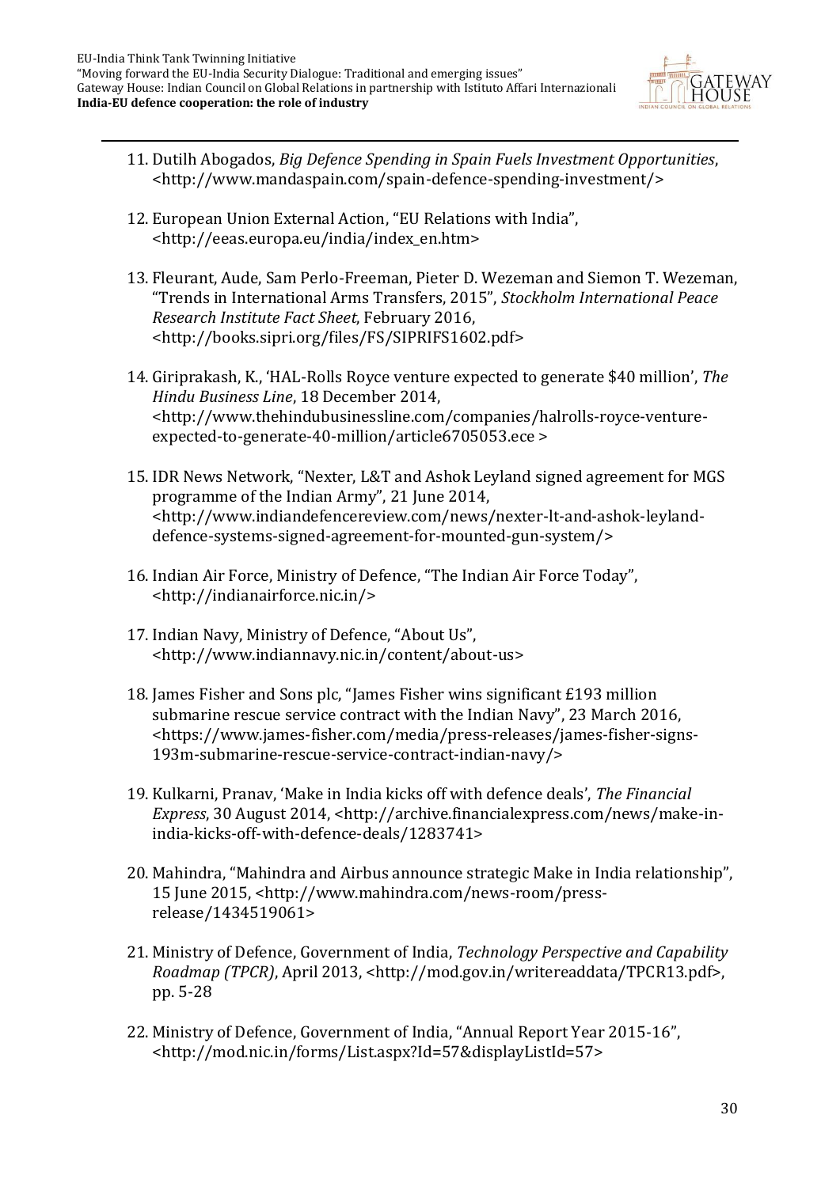11. Dutilh Abogados, *Big Defence Spending in Spain Fuels Investment Opportunities*, <http://www.mandaspain.com/spain-defence-spending-investment/>

12. European Union External Action, "EU Relations with India", <http://eeas.europa.eu/india/index_en.htm>

13. Fleurant, Aude, Sam Perlo-Freeman, Pieter D. Wezeman and Siemon T. Wezeman, "Trends in International Arms Transfers, 2015", *Stockholm International Peace Research Institute Fact Sheet*, February 2016, <http://books.sipri.org/files/FS/SIPRIFS1602.pdf>

14. Giriprakash, K., 'HAL-Rolls Royce venture expected to generate $40 million', *The Hindu Business Line*, 18 December 2014, <http://www.thehindubusinessline.com/companies/halrolls-royce-venture-expected-to-generate-40-million/article6705053.ece >

15. IDR News Network, "Nexter, L&T and Ashok Leyland signed agreement for MGS programme of the Indian Army", 21 June 2014, <http://www.indiandefencereview.com/news/nexter-lt-and-ashok-leyland-defence-systems-signed-agreement-for-mounted-gun-system/>

16. Indian Air Force, Ministry of Defence, "The Indian Air Force Today", <http://indianairforce.nic.in/>

17. Indian Navy, Ministry of Defence, "About Us", <http://www.indiannavy.nic.in/content/about-us>

18. James Fisher and Sons plc, "James Fisher wins significant £193 million submarine rescue service contract with the Indian Navy", 23 March 2016, <https://www.james-fisher.com/media/press-releases/james-fisher-signs-193m-submarine-rescue-service-contract-indian-navy/>

19. Kulkarni, Pranav, 'Make in India kicks off with defence deals', *The Financial Express*, 30 August 2014, <http://archive.financialexpress.com/news/make-in-india-kicks-off-with-defence-deals/1283741>

20. Mahindra, "Mahindra and Airbus announce strategic Make in India relationship", 15 June 2015, <http://www.mahindra.com/news-room/press-release/1434519061>

21. Ministry of Defence, Government of India, *Technology Perspective and Capability Roadmap (TPCR)*, April 2013, <http://mod.gov.in/writereaddata/TPCR13.pdf>, pp. 5-28

22. Ministry of Defence, Government of India, "Annual Report Year 2015-16", <http://mod.nic.in/forms/List.aspx?Id=57&displayListId=57>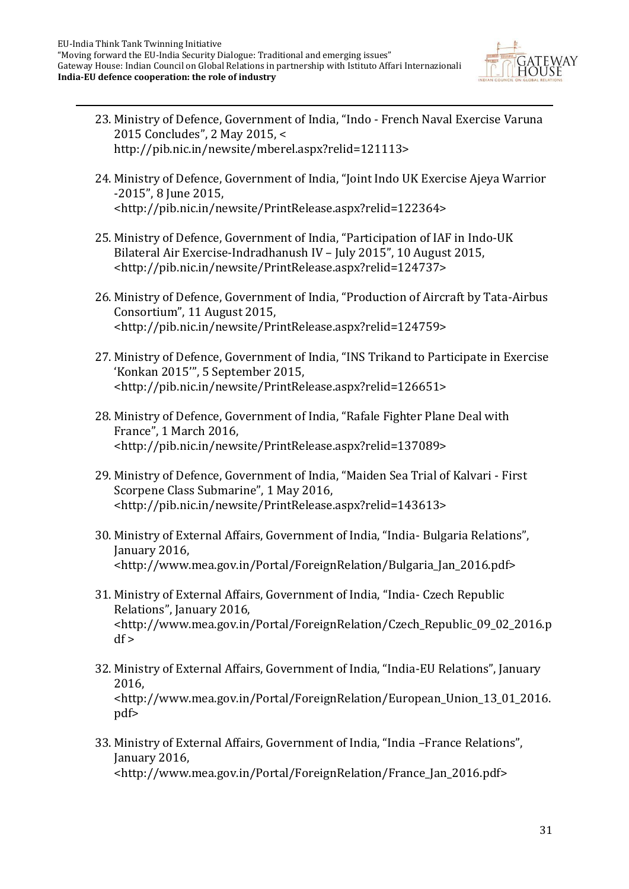23. Ministry of Defence, Government of India, "Indo - French Naval Exercise Varuna 2015 Concludes", 2 May 2015, < http://pib.nic.in/newsite/mberel.aspx?relid=121113>

24. Ministry of Defence, Government of India, "Joint Indo UK Exercise Ajeya Warrior -2015", 8 June 2015, <http://pib.nic.in/newsite/PrintRelease.aspx?relid=122364>

25. Ministry of Defence, Government of India, "Participation of IAF in Indo-UK Bilateral Air Exercise-Indradhanush IV – July 2015", 10 August 2015, <http://pib.nic.in/newsite/PrintRelease.aspx?relid=124737>

26. Ministry of Defence, Government of India, "Production of Aircraft by Tata-Airbus Consortium", 11 August 2015, <http://pib.nic.in/newsite/PrintRelease.aspx?relid=124759>

27. Ministry of Defence, Government of India, "INS Trikand to Participate in Exercise 'Konkan 2015'", 5 September 2015, <http://pib.nic.in/newsite/PrintRelease.aspx?relid=126651>

28. Ministry of Defence, Government of India, "Rafale Fighter Plane Deal with France", 1 March 2016, <http://pib.nic.in/newsite/PrintRelease.aspx?relid=137089>

29. Ministry of Defence, Government of India, "Maiden Sea Trial of Kalvari - First Scorpene Class Submarine", 1 May 2016, <http://pib.nic.in/newsite/PrintRelease.aspx?relid=143613>

30. Ministry of External Affairs, Government of India, "India- Bulgaria Relations", January 2016, <http://www.mea.gov.in/Portal/ForeignRelation/Bulgaria_Jan_2016.pdf>

31. Ministry of External Affairs, Government of India, "India- Czech Republic Relations", January 2016, <http://www.mea.gov.in/Portal/ForeignRelation/Czech_Republic_09_02_2016.pdf >

32. Ministry of External Affairs, Government of India, "India-EU Relations", January 2016, <http://www.mea.gov.in/Portal/ForeignRelation/European_Union_13_01_2016.pdf>

33. Ministry of External Affairs, Government of India, "India –France Relations", January 2016, <http://www.mea.gov.in/Portal/ForeignRelation/France_Jan_2016.pdf>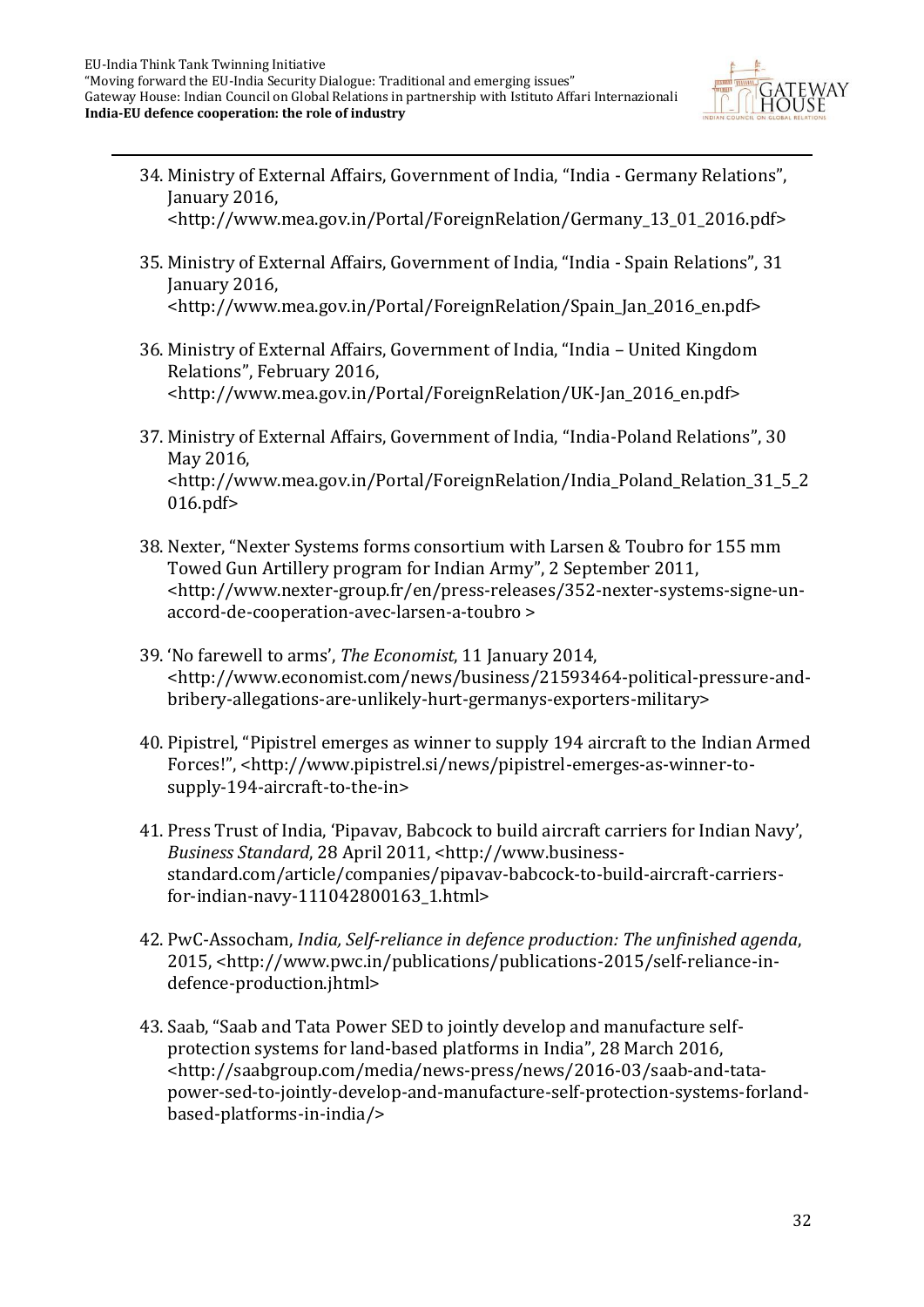34. Ministry of External Affairs, Government of India, "India - Germany Relations", January 2016, <http://www.mea.gov.in/Portal/ForeignRelation/Germany_13_01_2016.pdf>

35. Ministry of External Affairs, Government of India, "India - Spain Relations", 31 January 2016, <http://www.mea.gov.in/Portal/ForeignRelation/Spain_Jan_2016_en.pdf>

36. Ministry of External Affairs, Government of India, "India – United Kingdom Relations", February 2016, <http://www.mea.gov.in/Portal/ForeignRelation/UK-Jan_2016_en.pdf>

37. Ministry of External Affairs, Government of India, "India-Poland Relations", 30 May 2016, <http://www.mea.gov.in/Portal/ForeignRelation/India_Poland_Relation_31_5_2016.pdf>

38. Nexter, "Nexter Systems forms consortium with Larsen & Toubro for 155 mm Towed Gun Artillery program for Indian Army", 2 September 2011, <http://www.nexter-group.fr/en/press-releases/352-nexter-systems-signe-un-accord-de-cooperation-avec-larsen-a-toubro >

39. 'No farewell to arms', *The Economist*, 11 January 2014, <http://www.economist.com/news/business/21593464-political-pressure-and-bribery-allegations-are-unlikely-hurt-germanys-exporters-military>

40. Pipistrel, "Pipistrel emerges as winner to supply 194 aircraft to the Indian Armed Forces!", <http://www.pipistrel.si/news/pipistrel-emerges-as-winner-to-supply-194-aircraft-to-the-in>

41. Press Trust of India, 'Pipavav, Babcock to build aircraft carriers for Indian Navy', *Business Standard*, 28 April 2011, <http://www.business-standard.com/article/companies/pipavav-babcock-to-build-aircraft-carriers-for-indian-navy-111042800163_1.html>

42. PwC-Assocham, *India, Self-reliance in defence production: The unfinished agenda*, 2015, <http://www.pwc.in/publications/publications-2015/self-reliance-in-defence-production.jhtml>

43. Saab, "Saab and Tata Power SED to jointly develop and manufacture self-protection systems for land-based platforms in India", 28 March 2016, <http://saabgroup.com/media/news-press/news/2016-03/saab-and-tata-power-sed-to-jointly-develop-and-manufacture-self-protection-systems-forland-based-platforms-in-india/>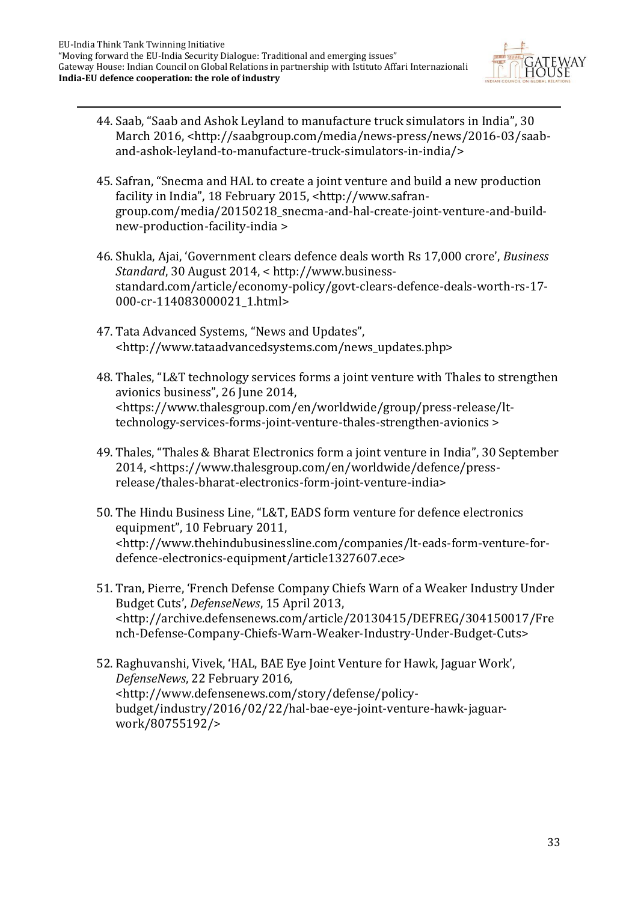44. Saab, "Saab and Ashok Leyland to manufacture truck simulators in India", 30 March 2016, <http://saabgroup.com/media/news-press/news/2016-03/saab-and-ashok-leyland-to-manufacture-truck-simulators-in-india/>

45. Safran, "Snecma and HAL to create a joint venture and build a new production facility in India", 18 February 2015, <http://www.safran-group.com/media/20150218_snecma-and-hal-create-joint-venture-and-build-new-production-facility-india >

46. Shukla, Ajai, 'Government clears defence deals worth Rs 17,000 crore', *Business Standard*, 30 August 2014, < http://www.business-standard.com/article/economy-policy/govt-clears-defence-deals-worth-rs-17-000-cr-114083000021_1.html>

47. Tata Advanced Systems, "News and Updates", <http://www.tataadvancedsystems.com/news_updates.php>

48. Thales, "L&T technology services forms a joint venture with Thales to strengthen avionics business", 26 June 2014, <https://www.thalesgroup.com/en/worldwide/group/press-release/lt-technology-services-forms-joint-venture-thales-strengthen-avionics >

49. Thales, "Thales & Bharat Electronics form a joint venture in India", 30 September 2014, <https://www.thalesgroup.com/en/worldwide/defence/press-release/thales-bharat-electronics-form-joint-venture-india>

50. The Hindu Business Line, "L&T, EADS form venture for defence electronics equipment", 10 February 2011, <http://www.thehindubusinessline.com/companies/lt-eads-form-venture-for-defence-electronics-equipment/article1327607.ece>

51. Tran, Pierre, 'French Defense Company Chiefs Warn of a Weaker Industry Under Budget Cuts', *DefenseNews*, 15 April 2013, <http://archive.defensenews.com/article/20130415/DEFREG/304150017/French-Defense-Company-Chiefs-Warn-Weaker-Industry-Under-Budget-Cuts>

52. Raghuvanshi, Vivek, 'HAL, BAE Eye Joint Venture for Hawk, Jaguar Work', *DefenseNews*, 22 February 2016, <http://www.defensenews.com/story/defense/policy-budget/industry/2016/02/22/hal-bae-eye-joint-venture-hawk-jaguar-work/80755192/>